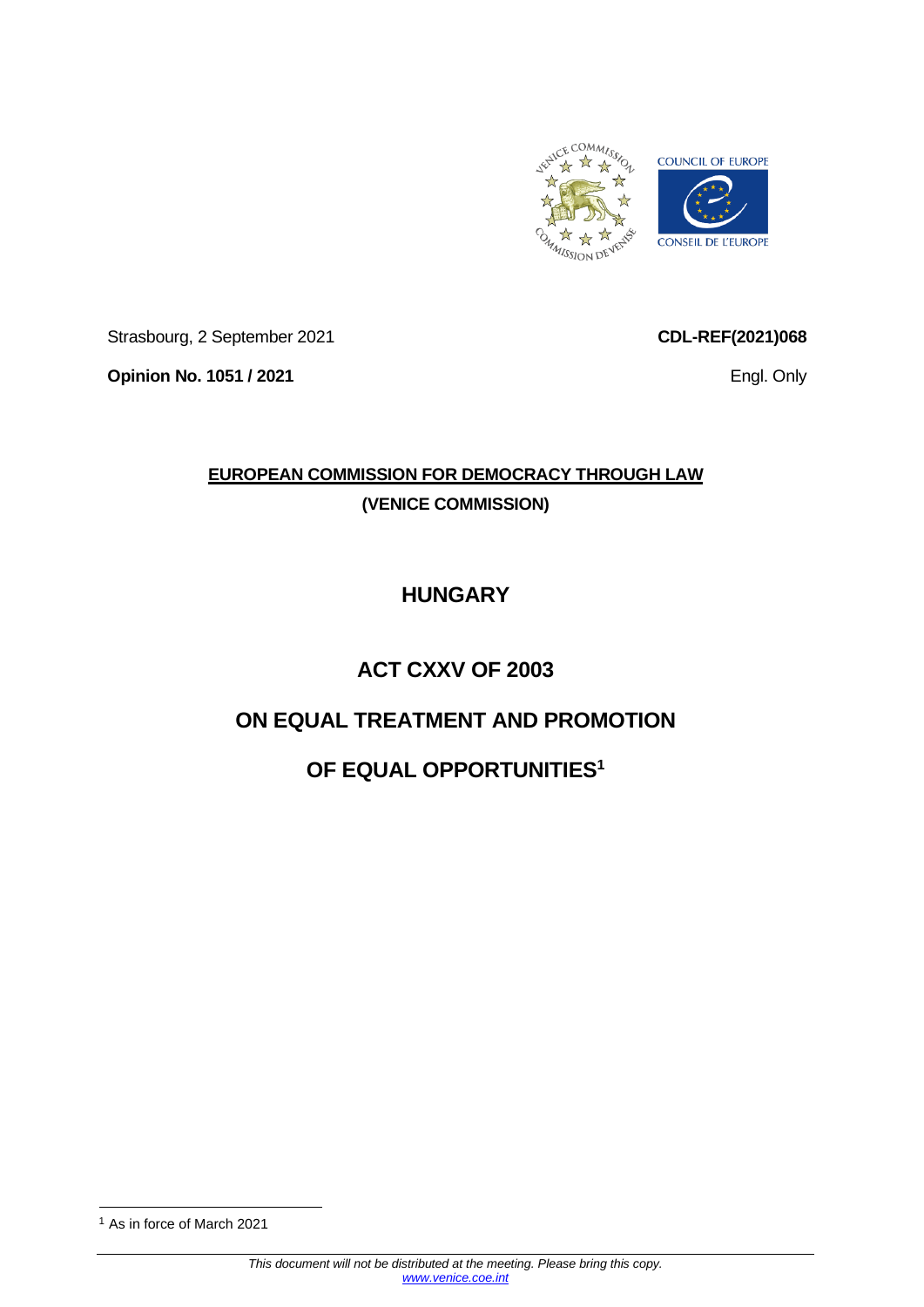Strasbourg, 2 September 2021

**CDL-REF(2021)068**

**Opinion No. 1051 / 2021**

Engl. Only

**EUROPEAN COMMISSION FOR DEMOCRACY THROUGH LAW**

**(VENICE COMMISSION)**

# HUNGARY

# ACT CXXV OF 2003

# ON EQUAL TREATMENT AND PROMOTION OF EQUAL OPPORTUNITIES[1]

[1] As in force of March 2021

*This document will not be distributed at the meeting. Please bring this copy.*
*www.venice.coe.int*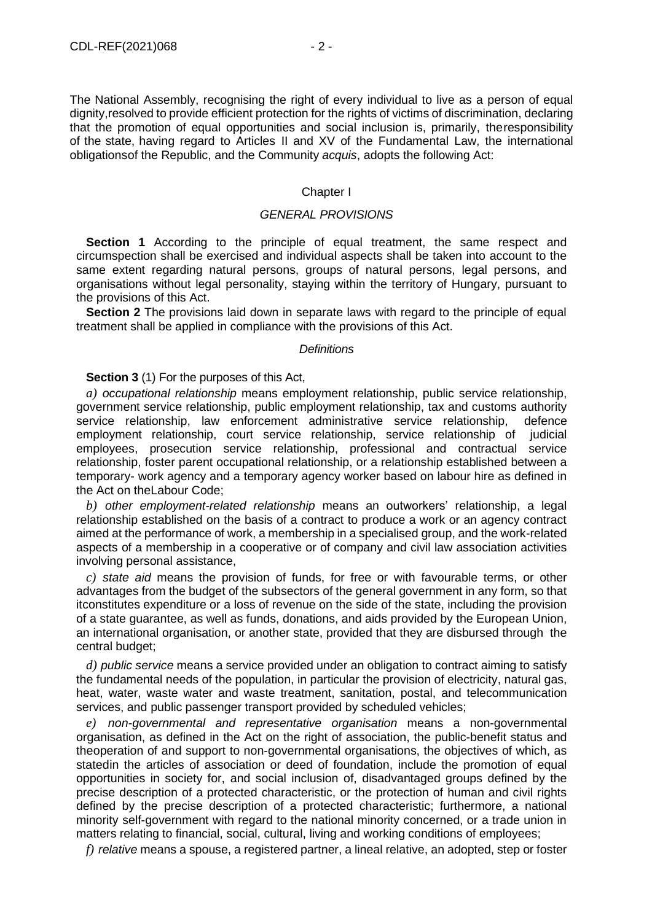The National Assembly, recognising the right of every individual to live as a person of equal dignity,resolved to provide efficient protection for the rights of victims of discrimination, declaring that the promotion of equal opportunities and social inclusion is, primarily, theresponsibility of the state, having regard to Articles II and XV of the Fundamental Law, the international obligationsof the Republic, and the Community *acquis*, adopts the following Act:

## Chapter I

### *GENERAL PROVISIONS*

**Section 1** According to the principle of equal treatment, the same respect and circumspection shall be exercised and individual aspects shall be taken into account to the same extent regarding natural persons, groups of natural persons, legal persons, and organisations without legal personality, staying within the territory of Hungary, pursuant to the provisions of this Act.

**Section 2** The provisions laid down in separate laws with regard to the principle of equal treatment shall be applied in compliance with the provisions of this Act.

#### *Definitions*

**Section 3** (1) For the purposes of this Act,

*a) occupational relationship* means employment relationship, public service relationship, government service relationship, public employment relationship, tax and customs authority service relationship, law enforcement administrative service relationship, defence employment relationship, court service relationship, service relationship of judicial employees, prosecution service relationship, professional and contractual service relationship, foster parent occupational relationship, or a relationship established between a temporary- work agency and a temporary agency worker based on labour hire as defined in the Act on theLabour Code;

*b) other employment-related relationship* means an outworkers' relationship, a legal relationship established on the basis of a contract to produce a work or an agency contract aimed at the performance of work, a membership in a specialised group, and the work-related aspects of a membership in a cooperative or of company and civil law association activities involving personal assistance,

*c) state aid* means the provision of funds, for free or with favourable terms, or other advantages from the budget of the subsectors of the general government in any form, so that itconstitutes expenditure or a loss of revenue on the side of the state, including the provision of a state guarantee, as well as funds, donations, and aids provided by the European Union, an international organisation, or another state, provided that they are disbursed through the central budget;

*d) public service* means a service provided under an obligation to contract aiming to satisfy the fundamental needs of the population, in particular the provision of electricity, natural gas, heat, water, waste water and waste treatment, sanitation, postal, and telecommunication services, and public passenger transport provided by scheduled vehicles;

*e) non-governmental and representative organisation* means a non-governmental organisation, as defined in the Act on the right of association, the public-benefit status and theoperation of and support to non-governmental organisations, the objectives of which, as statedin the articles of association or deed of foundation, include the promotion of equal opportunities in society for, and social inclusion of, disadvantaged groups defined by the precise description of a protected characteristic, or the protection of human and civil rights defined by the precise description of a protected characteristic; furthermore, a national minority self-government with regard to the national minority concerned, or a trade union in matters relating to financial, social, cultural, living and working conditions of employees;

*f) relative* means a spouse, a registered partner, a lineal relative, an adopted, step or foster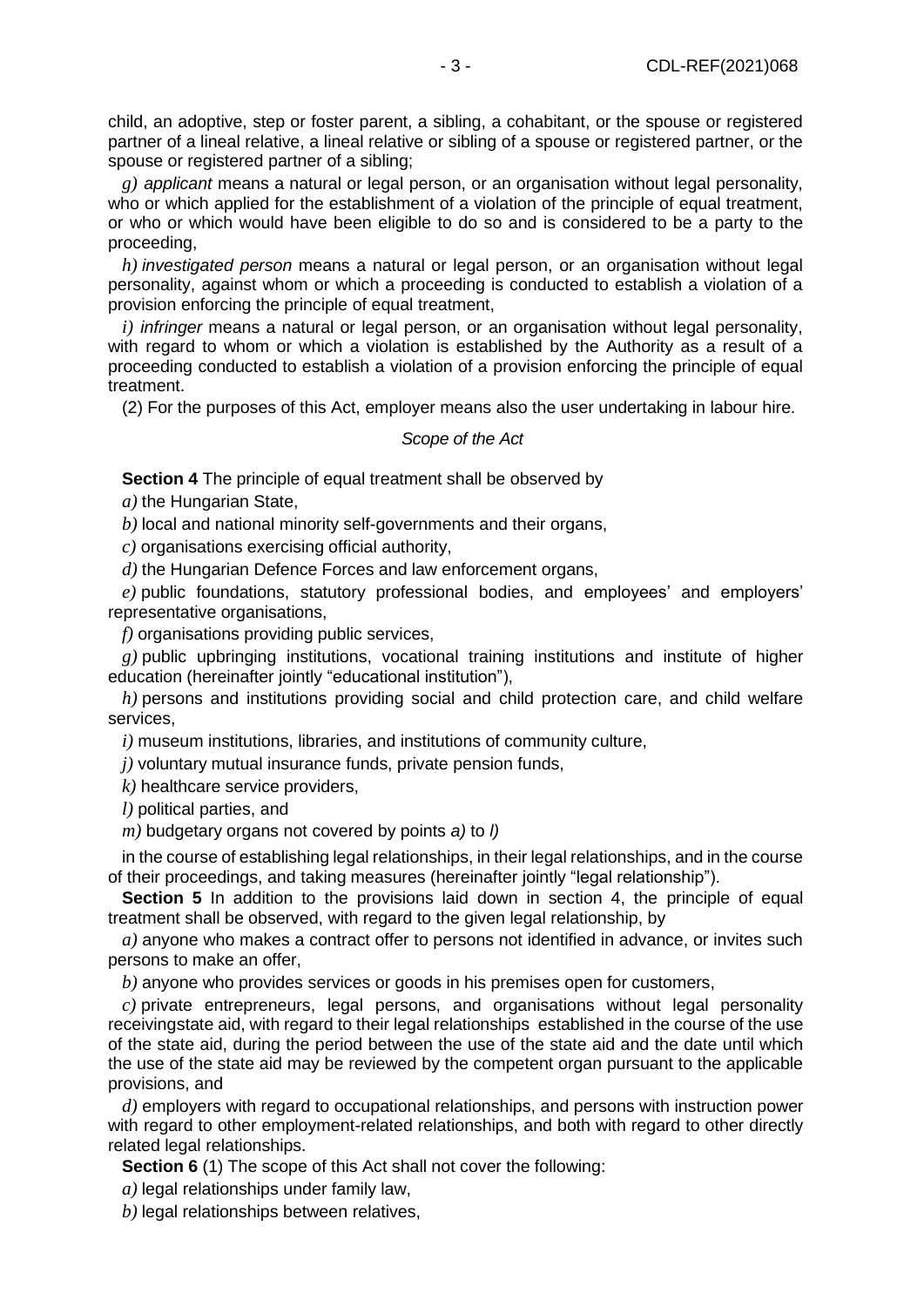child, an adoptive, step or foster parent, a sibling, a cohabitant, or the spouse or registered partner of a lineal relative, a lineal relative or sibling of a spouse or registered partner, or the spouse or registered partner of a sibling;

*g) applicant* means a natural or legal person, or an organisation without legal personality, who or which applied for the establishment of a violation of the principle of equal treatment, or who or which would have been eligible to do so and is considered to be a party to the proceeding,

*h) investigated person* means a natural or legal person, or an organisation without legal personality, against whom or which a proceeding is conducted to establish a violation of a provision enforcing the principle of equal treatment,

*i) infringer* means a natural or legal person, or an organisation without legal personality, with regard to whom or which a violation is established by the Authority as a result of a proceeding conducted to establish a violation of a provision enforcing the principle of equal treatment.

(2) For the purposes of this Act, employer means also the user undertaking in labour hire.

*Scope of the Act*

**Section 4** The principle of equal treatment shall be observed by

*a)* the Hungarian State,

*b)* local and national minority self-governments and their organs,

*c)* organisations exercising official authority,

*d)* the Hungarian Defence Forces and law enforcement organs,

*e)* public foundations, statutory professional bodies, and employees' and employers' representative organisations,

*f)* organisations providing public services,

*g)* public upbringing institutions, vocational training institutions and institute of higher education (hereinafter jointly "educational institution"),

*h)* persons and institutions providing social and child protection care, and child welfare services,

*i)* museum institutions, libraries, and institutions of community culture,

*j)* voluntary mutual insurance funds, private pension funds,

*k)* healthcare service providers,

*l)* political parties, and

*m)* budgetary organs not covered by points *a)* to *l)*

in the course of establishing legal relationships, in their legal relationships, and in the course of their proceedings, and taking measures (hereinafter jointly "legal relationship").

**Section 5** In addition to the provisions laid down in section 4, the principle of equal treatment shall be observed, with regard to the given legal relationship, by

*a)* anyone who makes a contract offer to persons not identified in advance, or invites such persons to make an offer,

*b)* anyone who provides services or goods in his premises open for customers,

*c)* private entrepreneurs, legal persons, and organisations without legal personality receivingstate aid, with regard to their legal relationships established in the course of the use of the state aid, during the period between the use of the state aid and the date until which the use of the state aid may be reviewed by the competent organ pursuant to the applicable provisions, and

*d)* employers with regard to occupational relationships, and persons with instruction power with regard to other employment-related relationships, and both with regard to other directly related legal relationships.

**Section 6** (1) The scope of this Act shall not cover the following:

*a)* legal relationships under family law,

*b)* legal relationships between relatives,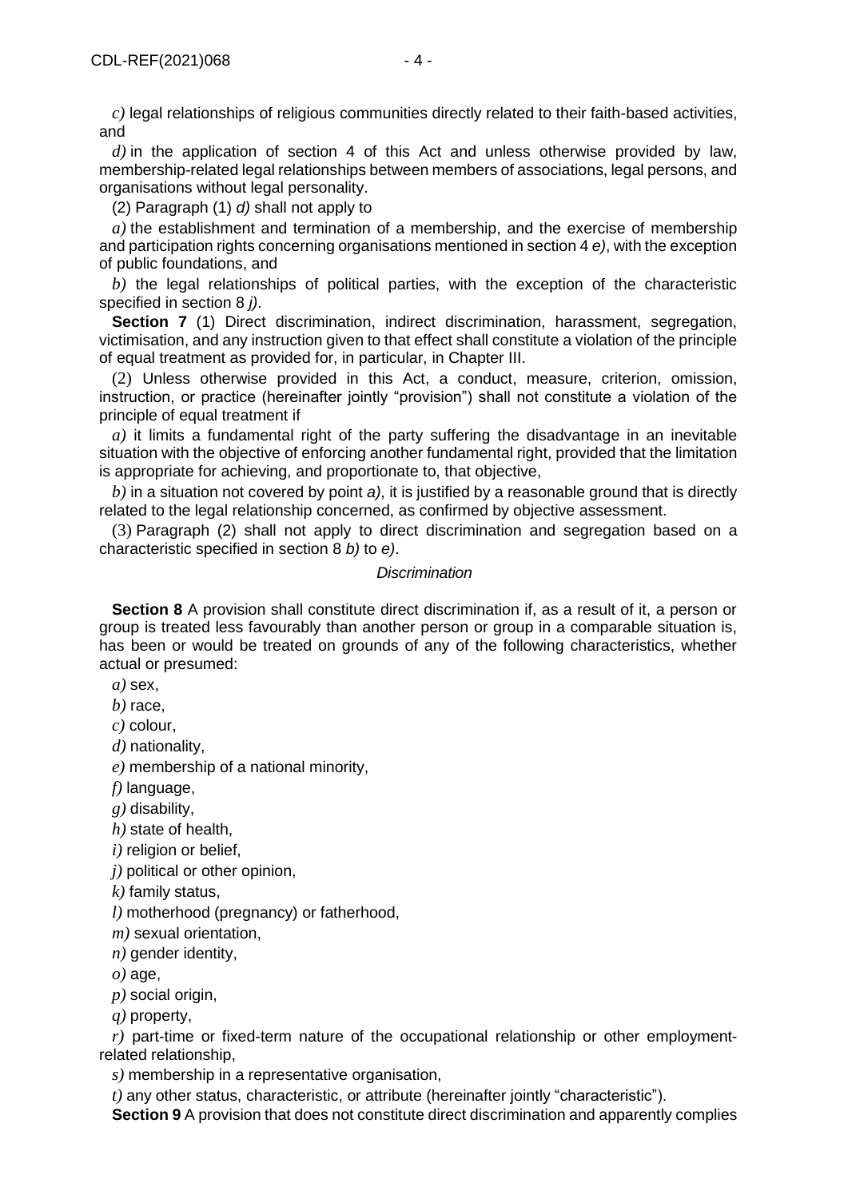*c)* legal relationships of religious communities directly related to their faith-based activities, and

*d)* in the application of section 4 of this Act and unless otherwise provided by law, membership-related legal relationships between members of associations, legal persons, and organisations without legal personality.

(2) Paragraph (1) *d)* shall not apply to

*a)* the establishment and termination of a membership, and the exercise of membership and participation rights concerning organisations mentioned in section 4 *e)*, with the exception of public foundations, and

*b)* the legal relationships of political parties, with the exception of the characteristic specified in section 8 *j)*.

**Section 7** (1) Direct discrimination, indirect discrimination, harassment, segregation, victimisation, and any instruction given to that effect shall constitute a violation of the principle of equal treatment as provided for, in particular, in Chapter III.

(2) Unless otherwise provided in this Act, a conduct, measure, criterion, omission, instruction, or practice (hereinafter jointly "provision") shall not constitute a violation of the principle of equal treatment if

*a)* it limits a fundamental right of the party suffering the disadvantage in an inevitable situation with the objective of enforcing another fundamental right, provided that the limitation is appropriate for achieving, and proportionate to, that objective,

*b)* in a situation not covered by point *a)*, it is justified by a reasonable ground that is directly related to the legal relationship concerned, as confirmed by objective assessment.

(3) Paragraph (2) shall not apply to direct discrimination and segregation based on a characteristic specified in section 8 *b)* to *e)*.

*Discrimination*

**Section 8** A provision shall constitute direct discrimination if, as a result of it, a person or group is treated less favourably than another person or group in a comparable situation is, has been or would be treated on grounds of any of the following characteristics, whether actual or presumed:

*a)* sex,

*b)* race,

*c)* colour,

*d)* nationality,

*e)* membership of a national minority,

*f)* language,

*g)* disability,

*h)* state of health,

*i)* religion or belief,

*j)* political or other opinion,

*k)* family status,

*l)* motherhood (pregnancy) or fatherhood,

*m)* sexual orientation,

*n)* gender identity,

*o)* age,

*p)* social origin,

*q)* property,

*r)* part-time or fixed-term nature of the occupational relationship or other employment-related relationship,

*s)* membership in a representative organisation,

*t)* any other status, characteristic, or attribute (hereinafter jointly "characteristic").

**Section 9** A provision that does not constitute direct discrimination and apparently complies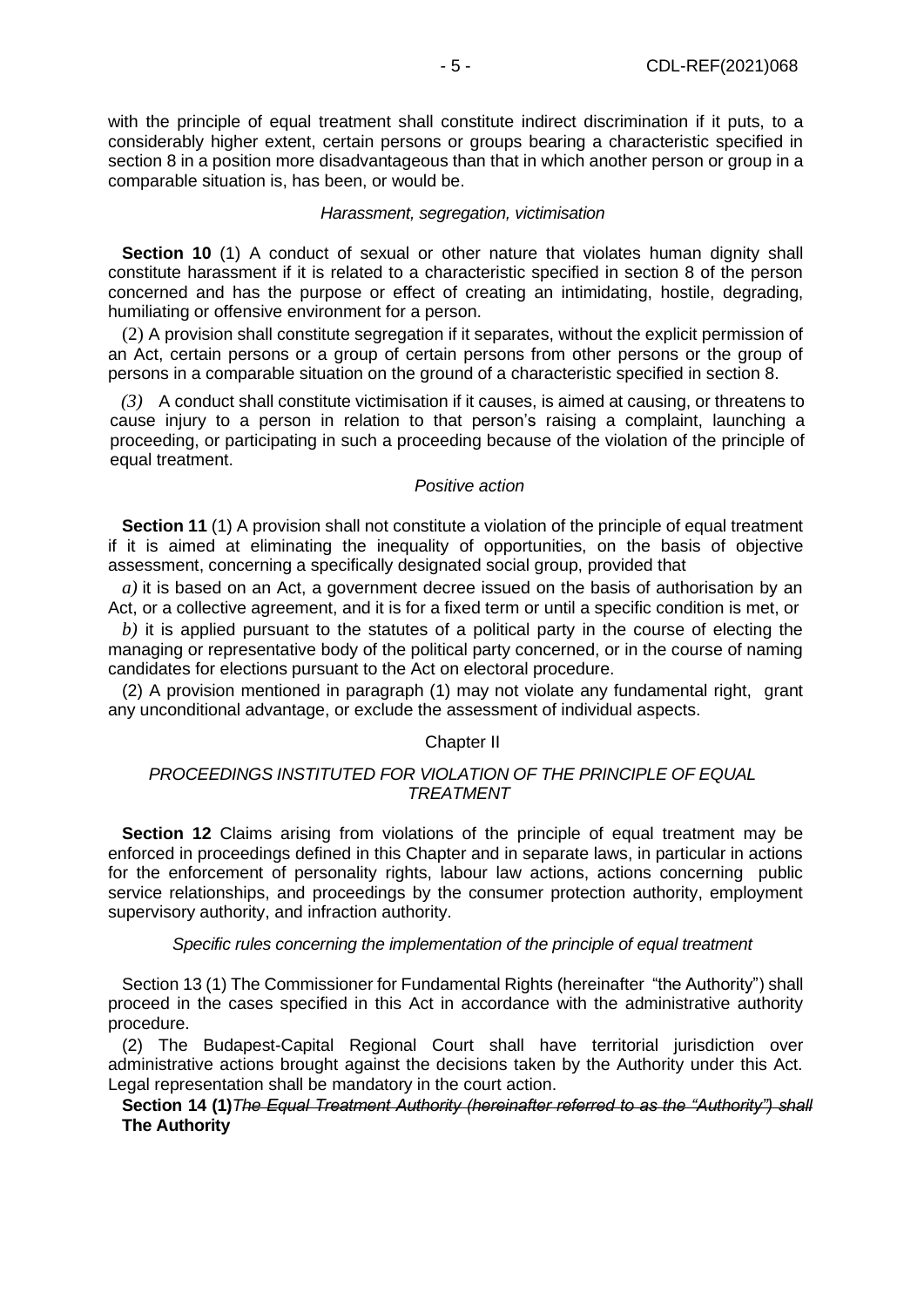with the principle of equal treatment shall constitute indirect discrimination if it puts, to a considerably higher extent, certain persons or groups bearing a characteristic specified in section 8 in a position more disadvantageous than that in which another person or group in a comparable situation is, has been, or would be.

*Harassment, segregation, victimisation*

**Section 10** (1) A conduct of sexual or other nature that violates human dignity shall constitute harassment if it is related to a characteristic specified in section 8 of the person concerned and has the purpose or effect of creating an intimidating, hostile, degrading, humiliating or offensive environment for a person.

(2) A provision shall constitute segregation if it separates, without the explicit permission of an Act, certain persons or a group of certain persons from other persons or the group of persons in a comparable situation on the ground of a characteristic specified in section 8.

*(3)* A conduct shall constitute victimisation if it causes, is aimed at causing, or threatens to cause injury to a person in relation to that person's raising a complaint, launching a proceeding, or participating in such a proceeding because of the violation of the principle of equal treatment.

*Positive action*

**Section 11** (1) A provision shall not constitute a violation of the principle of equal treatment if it is aimed at eliminating the inequality of opportunities, on the basis of objective assessment, concerning a specifically designated social group, provided that

*a)* it is based on an Act, a government decree issued on the basis of authorisation by an Act, or a collective agreement, and it is for a fixed term or until a specific condition is met, or

*b)* it is applied pursuant to the statutes of a political party in the course of electing the managing or representative body of the political party concerned, or in the course of naming candidates for elections pursuant to the Act on electoral procedure.

(2) A provision mentioned in paragraph (1) may not violate any fundamental right, grant any unconditional advantage, or exclude the assessment of individual aspects.

Chapter II

*PROCEEDINGS INSTITUTED FOR VIOLATION OF THE PRINCIPLE OF EQUAL TREATMENT*

**Section 12** Claims arising from violations of the principle of equal treatment may be enforced in proceedings defined in this Chapter and in separate laws, in particular in actions for the enforcement of personality rights, labour law actions, actions concerning public service relationships, and proceedings by the consumer protection authority, employment supervisory authority, and infraction authority.

*Specific rules concerning the implementation of the principle of equal treatment*

Section 13 (1) The Commissioner for Fundamental Rights (hereinafter "the Authority") shall proceed in the cases specified in this Act in accordance with the administrative authority procedure.

(2) The Budapest-Capital Regional Court shall have territorial jurisdiction over administrative actions brought against the decisions taken by the Authority under this Act. Legal representation shall be mandatory in the court action.

**Section 14 (1)**~~*The Equal Treatment Authority (hereinafter referred to as the "Authority") shall*~~ **The Authority**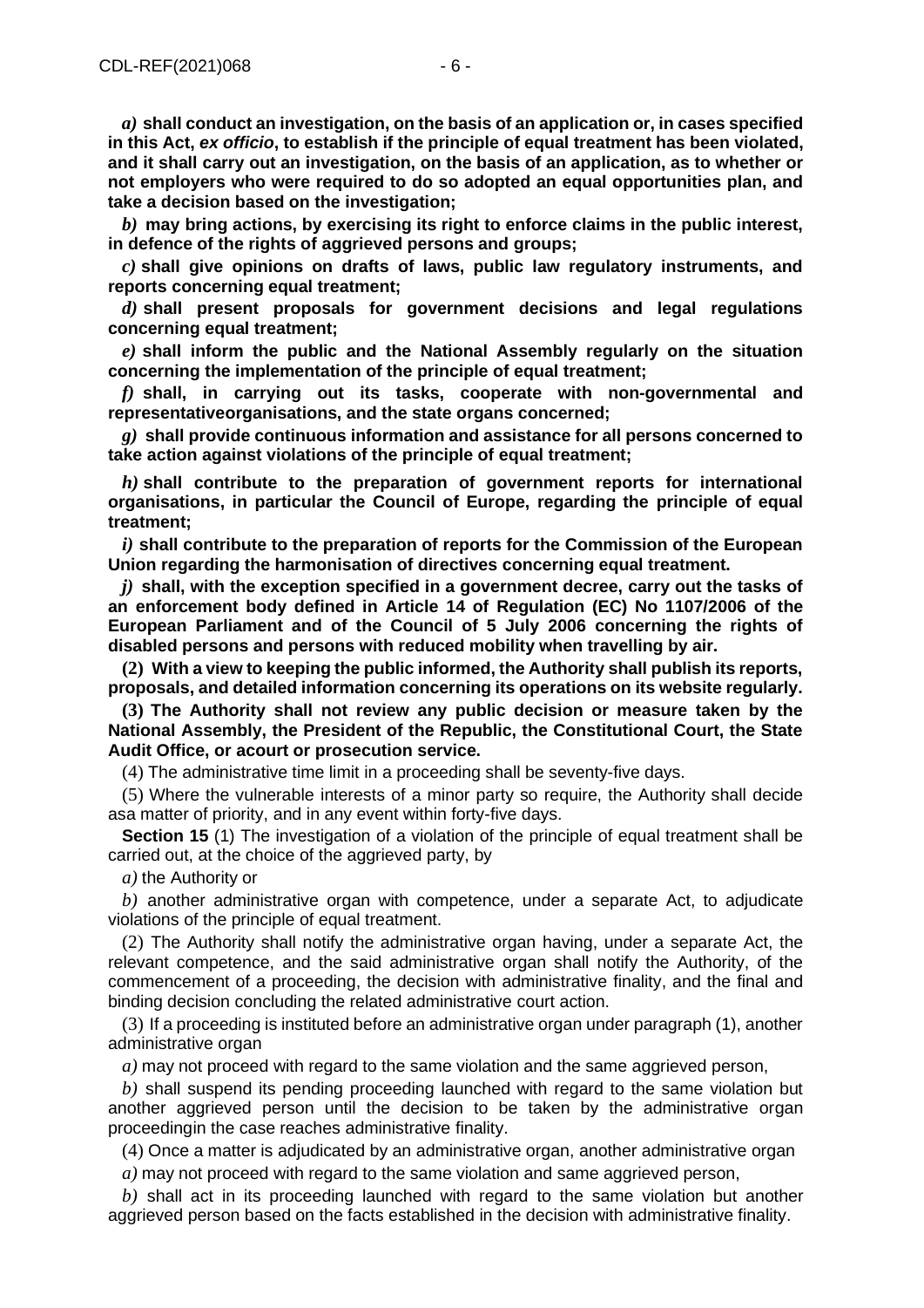***a)*** **shall conduct an investigation, on the basis of an application or, in cases specified in this Act, *ex officio*, to establish if the principle of equal treatment has been violated, and it shall carry out an investigation, on the basis of an application, as to whether or not employers who were required to do so adopted an equal opportunities plan, and take a decision based on the investigation;**

***b)*** **may bring actions, by exercising its right to enforce claims in the public interest, in defence of the rights of aggrieved persons and groups;**

***c)*** **shall give opinions on drafts of laws, public law regulatory instruments, and reports concerning equal treatment;**

***d)*** **shall present proposals for government decisions and legal regulations concerning equal treatment;**

***e)*** **shall inform the public and the National Assembly regularly on the situation concerning the implementation of the principle of equal treatment;**

***f)*** **shall, in carrying out its tasks, cooperate with non-governmental and representativeorganisations, and the state organs concerned;**

***g)*** **shall provide continuous information and assistance for all persons concerned to take action against violations of the principle of equal treatment;**

***h)*** **shall contribute to the preparation of government reports for international organisations, in particular the Council of Europe, regarding the principle of equal treatment;**

***i)*** **shall contribute to the preparation of reports for the Commission of the European Union regarding the harmonisation of directives concerning equal treatment.**

***j)*** **shall, with the exception specified in a government decree, carry out the tasks of an enforcement body defined in Article 14 of Regulation (EC) No 1107/2006 of the European Parliament and of the Council of 5 July 2006 concerning the rights of disabled persons and persons with reduced mobility when travelling by air.**

**(2) With a view to keeping the public informed, the Authority shall publish its reports, proposals, and detailed information concerning its operations on its website regularly.**

**(3) The Authority shall not review any public decision or measure taken by the National Assembly, the President of the Republic, the Constitutional Court, the State Audit Office, or acourt or prosecution service.**

(4) The administrative time limit in a proceeding shall be seventy-five days.

(5) Where the vulnerable interests of a minor party so require, the Authority shall decide asa matter of priority, and in any event within forty-five days.

**Section 15** (1) The investigation of a violation of the principle of equal treatment shall be carried out, at the choice of the aggrieved party, by

*a)* the Authority or

*b)* another administrative organ with competence, under a separate Act, to adjudicate violations of the principle of equal treatment.

(2) The Authority shall notify the administrative organ having, under a separate Act, the relevant competence, and the said administrative organ shall notify the Authority, of the commencement of a proceeding, the decision with administrative finality, and the final and binding decision concluding the related administrative court action.

(3) If a proceeding is instituted before an administrative organ under paragraph (1), another administrative organ

*a)* may not proceed with regard to the same violation and the same aggrieved person,

*b)* shall suspend its pending proceeding launched with regard to the same violation but another aggrieved person until the decision to be taken by the administrative organ proceedingin the case reaches administrative finality.

(4) Once a matter is adjudicated by an administrative organ, another administrative organ

*a)* may not proceed with regard to the same violation and same aggrieved person,

*b)* shall act in its proceeding launched with regard to the same violation but another aggrieved person based on the facts established in the decision with administrative finality.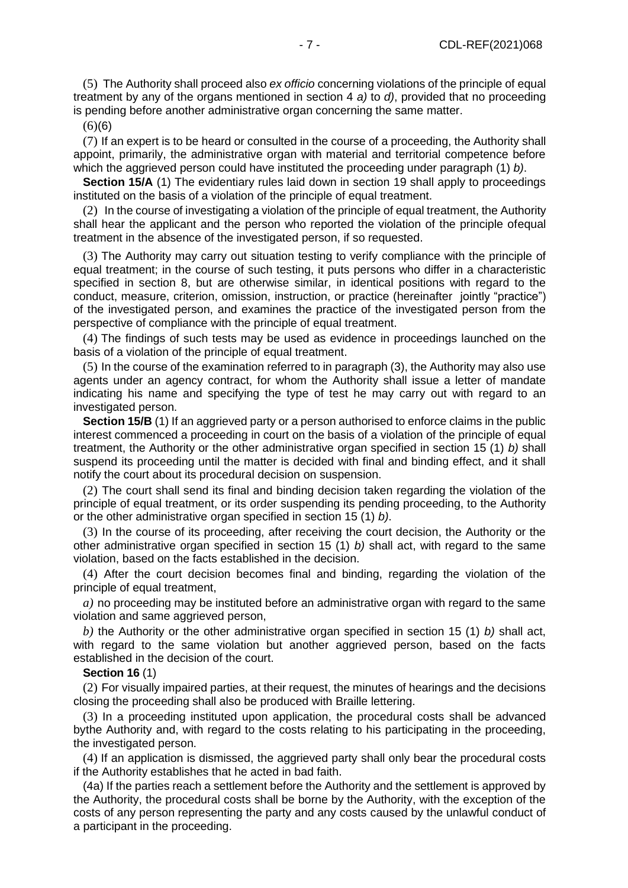(5) The Authority shall proceed also *ex officio* concerning violations of the principle of equal treatment by any of the organs mentioned in section 4 *a)* to *d)*, provided that no proceeding is pending before another administrative organ concerning the same matter.

(6)(6)

(7) If an expert is to be heard or consulted in the course of a proceeding, the Authority shall appoint, primarily, the administrative organ with material and territorial competence before which the aggrieved person could have instituted the proceeding under paragraph (1) *b)*.

**Section 15/A** (1) The evidentiary rules laid down in section 19 shall apply to proceedings instituted on the basis of a violation of the principle of equal treatment.

(2) In the course of investigating a violation of the principle of equal treatment, the Authority shall hear the applicant and the person who reported the violation of the principle ofequal treatment in the absence of the investigated person, if so requested.

(3) The Authority may carry out situation testing to verify compliance with the principle of equal treatment; in the course of such testing, it puts persons who differ in a characteristic specified in section 8, but are otherwise similar, in identical positions with regard to the conduct, measure, criterion, omission, instruction, or practice (hereinafter jointly "practice") of the investigated person, and examines the practice of the investigated person from the perspective of compliance with the principle of equal treatment.

(4) The findings of such tests may be used as evidence in proceedings launched on the basis of a violation of the principle of equal treatment.

(5) In the course of the examination referred to in paragraph (3), the Authority may also use agents under an agency contract, for whom the Authority shall issue a letter of mandate indicating his name and specifying the type of test he may carry out with regard to an investigated person.

**Section 15/B** (1) If an aggrieved party or a person authorised to enforce claims in the public interest commenced a proceeding in court on the basis of a violation of the principle of equal treatment, the Authority or the other administrative organ specified in section 15 (1) *b)* shall suspend its proceeding until the matter is decided with final and binding effect, and it shall notify the court about its procedural decision on suspension.

(2) The court shall send its final and binding decision taken regarding the violation of the principle of equal treatment, or its order suspending its pending proceeding, to the Authority or the other administrative organ specified in section 15 (1) *b)*.

(3) In the course of its proceeding, after receiving the court decision, the Authority or the other administrative organ specified in section 15 (1) *b)* shall act, with regard to the same violation, based on the facts established in the decision.

(4) After the court decision becomes final and binding, regarding the violation of the principle of equal treatment,

*a)* no proceeding may be instituted before an administrative organ with regard to the same violation and same aggrieved person,

*b)* the Authority or the other administrative organ specified in section 15 (1) *b)* shall act, with regard to the same violation but another aggrieved person, based on the facts established in the decision of the court.

**Section 16** (1)

(2) For visually impaired parties, at their request, the minutes of hearings and the decisions closing the proceeding shall also be produced with Braille lettering.

(3) In a proceeding instituted upon application, the procedural costs shall be advanced bythe Authority and, with regard to the costs relating to his participating in the proceeding, the investigated person.

(4) If an application is dismissed, the aggrieved party shall only bear the procedural costs if the Authority establishes that he acted in bad faith.

(4a) If the parties reach a settlement before the Authority and the settlement is approved by the Authority, the procedural costs shall be borne by the Authority, with the exception of the costs of any person representing the party and any costs caused by the unlawful conduct of a participant in the proceeding.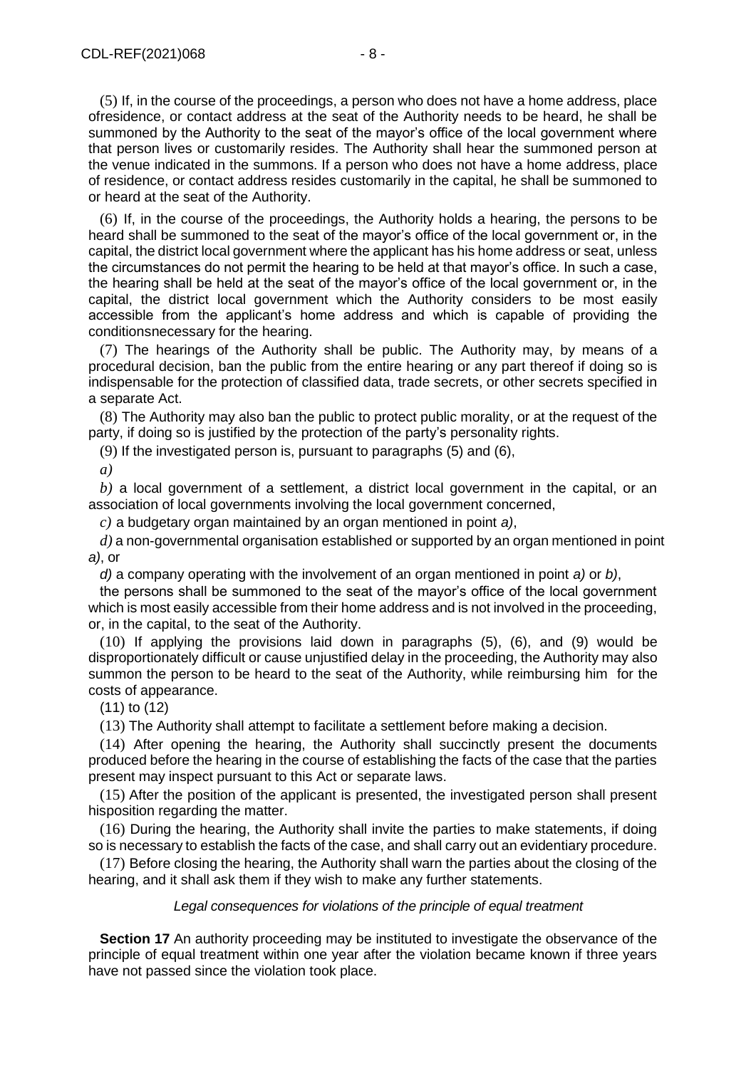(5) If, in the course of the proceedings, a person who does not have a home address, place ofresidence, or contact address at the seat of the Authority needs to be heard, he shall be summoned by the Authority to the seat of the mayor's office of the local government where that person lives or customarily resides. The Authority shall hear the summoned person at the venue indicated in the summons. If a person who does not have a home address, place of residence, or contact address resides customarily in the capital, he shall be summoned to or heard at the seat of the Authority.

(6) If, in the course of the proceedings, the Authority holds a hearing, the persons to be heard shall be summoned to the seat of the mayor's office of the local government or, in the capital, the district local government where the applicant has his home address or seat, unless the circumstances do not permit the hearing to be held at that mayor's office. In such a case, the hearing shall be held at the seat of the mayor's office of the local government or, in the capital, the district local government which the Authority considers to be most easily accessible from the applicant's home address and which is capable of providing the conditionsnecessary for the hearing.

(7) The hearings of the Authority shall be public. The Authority may, by means of a procedural decision, ban the public from the entire hearing or any part thereof if doing so is indispensable for the protection of classified data, trade secrets, or other secrets specified in a separate Act.

(8) The Authority may also ban the public to protect public morality, or at the request of the party, if doing so is justified by the protection of the party's personality rights.

(9) If the investigated person is, pursuant to paragraphs (5) and (6),

*a)*

*b)* a local government of a settlement, a district local government in the capital, or an association of local governments involving the local government concerned,

*c)* a budgetary organ maintained by an organ mentioned in point *a)*,

*d)* a non-governmental organisation established or supported by an organ mentioned in point *a)*, or

*d)* a company operating with the involvement of an organ mentioned in point *a)* or *b)*,

the persons shall be summoned to the seat of the mayor's office of the local government which is most easily accessible from their home address and is not involved in the proceeding, or, in the capital, to the seat of the Authority.

(10) If applying the provisions laid down in paragraphs (5), (6), and (9) would be disproportionately difficult or cause unjustified delay in the proceeding, the Authority may also summon the person to be heard to the seat of the Authority, while reimbursing him for the costs of appearance.

(11) to (12)

(13) The Authority shall attempt to facilitate a settlement before making a decision.

(14) After opening the hearing, the Authority shall succinctly present the documents produced before the hearing in the course of establishing the facts of the case that the parties present may inspect pursuant to this Act or separate laws.

(15) After the position of the applicant is presented, the investigated person shall present hisposition regarding the matter.

(16) During the hearing, the Authority shall invite the parties to make statements, if doing so is necessary to establish the facts of the case, and shall carry out an evidentiary procedure.

(17) Before closing the hearing, the Authority shall warn the parties about the closing of the hearing, and it shall ask them if they wish to make any further statements.

*Legal consequences for violations of the principle of equal treatment*

**Section 17** An authority proceeding may be instituted to investigate the observance of the principle of equal treatment within one year after the violation became known if three years have not passed since the violation took place.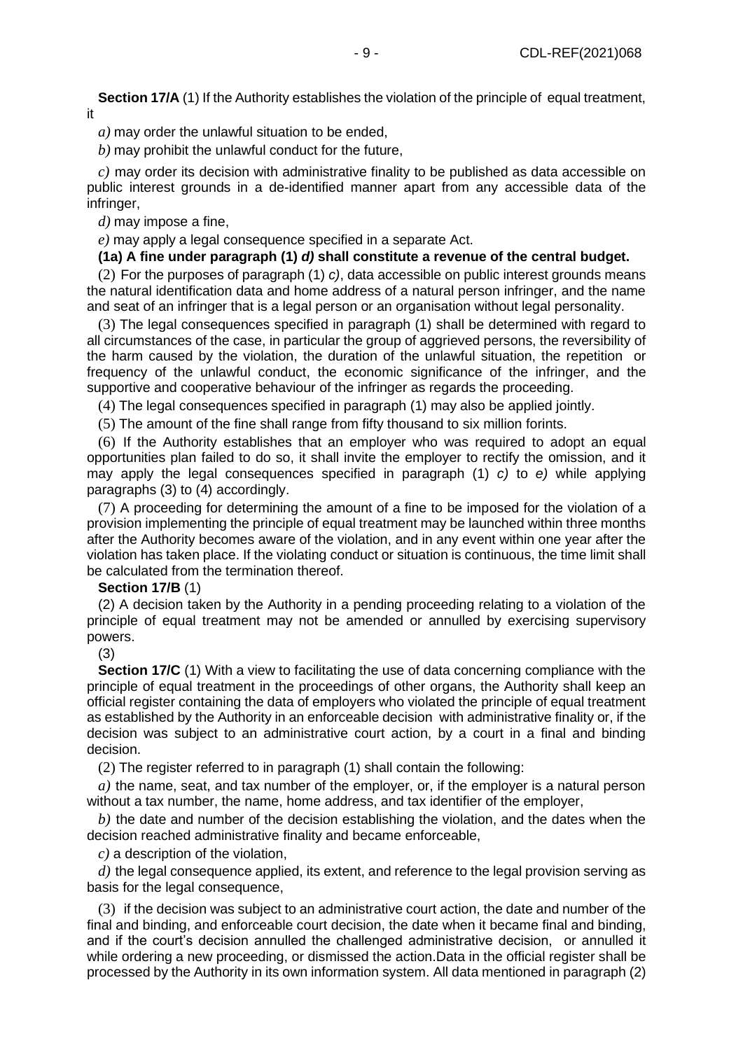**Section 17/A** (1) If the Authority establishes the violation of the principle of equal treatment, it

*a)* may order the unlawful situation to be ended,

*b)* may prohibit the unlawful conduct for the future,

*c)* may order its decision with administrative finality to be published as data accessible on public interest grounds in a de-identified manner apart from any accessible data of the infringer,

*d)* may impose a fine,

*e)* may apply a legal consequence specified in a separate Act.

**(1a) A fine under paragraph (1) *d)* shall constitute a revenue of the central budget.**

(2) For the purposes of paragraph (1) *c)*, data accessible on public interest grounds means the natural identification data and home address of a natural person infringer, and the name and seat of an infringer that is a legal person or an organisation without legal personality.

(3) The legal consequences specified in paragraph (1) shall be determined with regard to all circumstances of the case, in particular the group of aggrieved persons, the reversibility of the harm caused by the violation, the duration of the unlawful situation, the repetition or frequency of the unlawful conduct, the economic significance of the infringer, and the supportive and cooperative behaviour of the infringer as regards the proceeding.

(4) The legal consequences specified in paragraph (1) may also be applied jointly.

(5) The amount of the fine shall range from fifty thousand to six million forints.

(6) If the Authority establishes that an employer who was required to adopt an equal opportunities plan failed to do so, it shall invite the employer to rectify the omission, and it may apply the legal consequences specified in paragraph (1) *c)* to *e)* while applying paragraphs (3) to (4) accordingly.

(7) A proceeding for determining the amount of a fine to be imposed for the violation of a provision implementing the principle of equal treatment may be launched within three months after the Authority becomes aware of the violation, and in any event within one year after the violation has taken place. If the violating conduct or situation is continuous, the time limit shall be calculated from the termination thereof.

**Section 17/B** (1)

(2) A decision taken by the Authority in a pending proceeding relating to a violation of the principle of equal treatment may not be amended or annulled by exercising supervisory powers.

(3)

**Section 17/C** (1) With a view to facilitating the use of data concerning compliance with the principle of equal treatment in the proceedings of other organs, the Authority shall keep an official register containing the data of employers who violated the principle of equal treatment as established by the Authority in an enforceable decision with administrative finality or, if the decision was subject to an administrative court action, by a court in a final and binding decision.

(2) The register referred to in paragraph (1) shall contain the following:

*a)* the name, seat, and tax number of the employer, or, if the employer is a natural person without a tax number, the name, home address, and tax identifier of the employer,

*b)* the date and number of the decision establishing the violation, and the dates when the decision reached administrative finality and became enforceable,

*c)* a description of the violation,

*d)* the legal consequence applied, its extent, and reference to the legal provision serving as basis for the legal consequence,

(3) if the decision was subject to an administrative court action, the date and number of the final and binding, and enforceable court decision, the date when it became final and binding, and if the court's decision annulled the challenged administrative decision, or annulled it while ordering a new proceeding, or dismissed the action.Data in the official register shall be processed by the Authority in its own information system. All data mentioned in paragraph (2)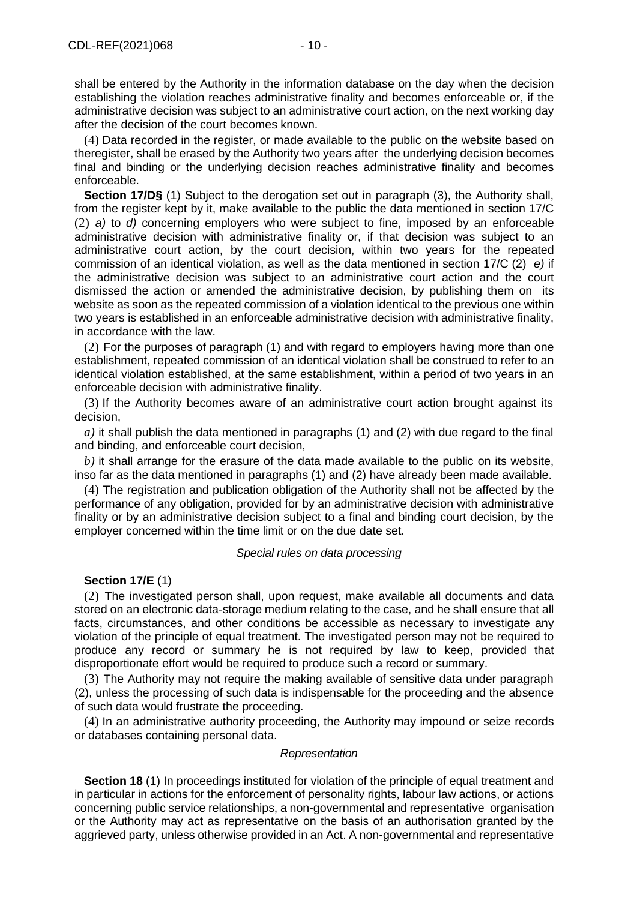shall be entered by the Authority in the information database on the day when the decision establishing the violation reaches administrative finality and becomes enforceable or, if the administrative decision was subject to an administrative court action, on the next working day after the decision of the court becomes known.

(4) Data recorded in the register, or made available to the public on the website based on theregister, shall be erased by the Authority two years after the underlying decision becomes final and binding or the underlying decision reaches administrative finality and becomes enforceable.

**Section 17/D§** (1) Subject to the derogation set out in paragraph (3), the Authority shall, from the register kept by it, make available to the public the data mentioned in section 17/C (2) *a)* to *d)* concerning employers who were subject to fine, imposed by an enforceable administrative decision with administrative finality or, if that decision was subject to an administrative court action, by the court decision, within two years for the repeated commission of an identical violation, as well as the data mentioned in section 17/C (2) *e)* if the administrative decision was subject to an administrative court action and the court dismissed the action or amended the administrative decision, by publishing them on its website as soon as the repeated commission of a violation identical to the previous one within two years is established in an enforceable administrative decision with administrative finality, in accordance with the law.

(2) For the purposes of paragraph (1) and with regard to employers having more than one establishment, repeated commission of an identical violation shall be construed to refer to an identical violation established, at the same establishment, within a period of two years in an enforceable decision with administrative finality.

(3) If the Authority becomes aware of an administrative court action brought against its decision,

*a)* it shall publish the data mentioned in paragraphs (1) and (2) with due regard to the final and binding, and enforceable court decision,

*b)* it shall arrange for the erasure of the data made available to the public on its website, inso far as the data mentioned in paragraphs (1) and (2) have already been made available.

(4) The registration and publication obligation of the Authority shall not be affected by the performance of any obligation, provided for by an administrative decision with administrative finality or by an administrative decision subject to a final and binding court decision, by the employer concerned within the time limit or on the due date set.

*Special rules on data processing*

**Section 17/E** (1)

(2) The investigated person shall, upon request, make available all documents and data stored on an electronic data-storage medium relating to the case, and he shall ensure that all facts, circumstances, and other conditions be accessible as necessary to investigate any violation of the principle of equal treatment. The investigated person may not be required to produce any record or summary he is not required by law to keep, provided that disproportionate effort would be required to produce such a record or summary.

(3) The Authority may not require the making available of sensitive data under paragraph (2), unless the processing of such data is indispensable for the proceeding and the absence of such data would frustrate the proceeding.

(4) In an administrative authority proceeding, the Authority may impound or seize records or databases containing personal data.

*Representation*

**Section 18** (1) In proceedings instituted for violation of the principle of equal treatment and in particular in actions for the enforcement of personality rights, labour law actions, or actions concerning public service relationships, a non-governmental and representative organisation or the Authority may act as representative on the basis of an authorisation granted by the aggrieved party, unless otherwise provided in an Act. A non-governmental and representative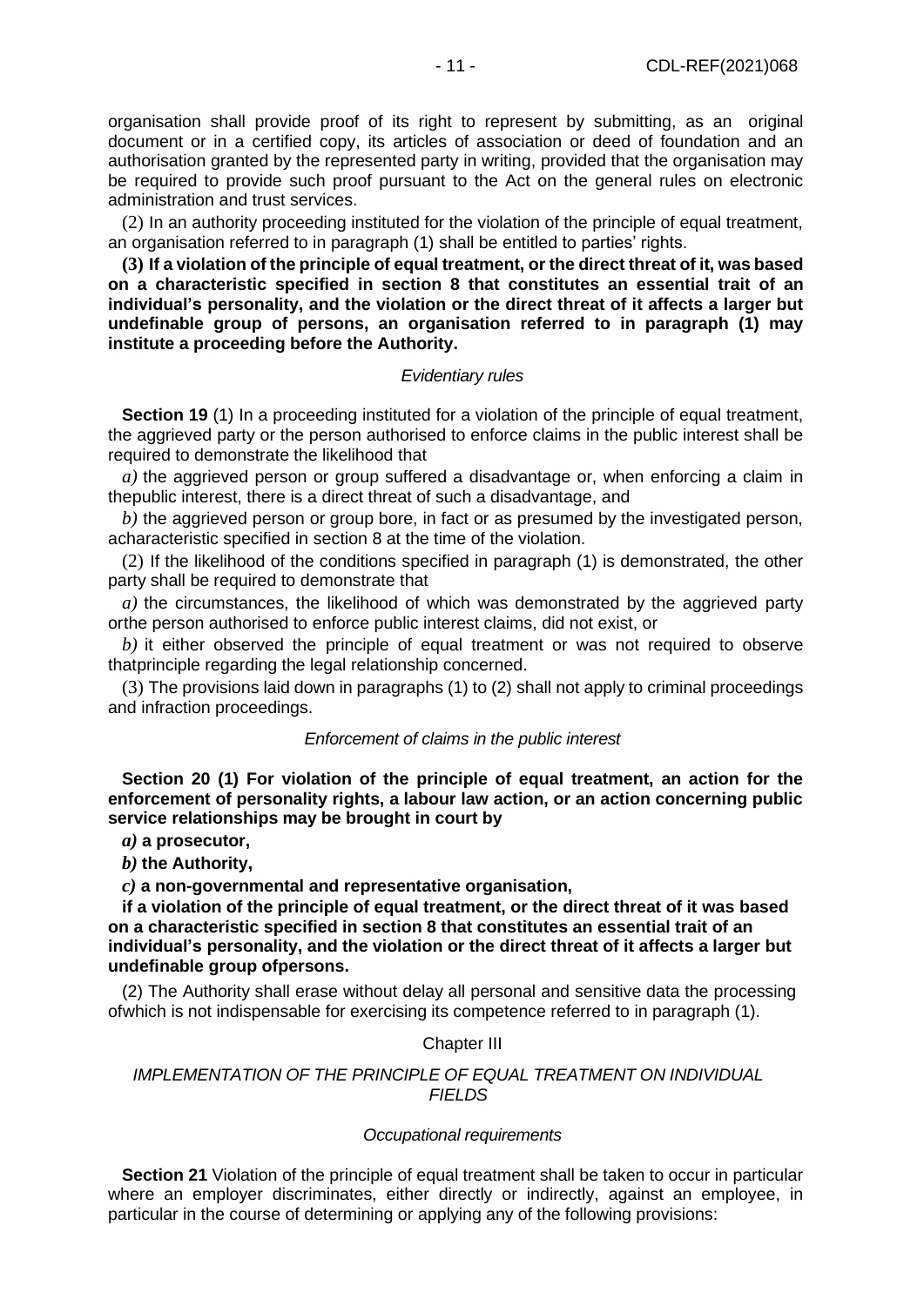organisation shall provide proof of its right to represent by submitting, as an original document or in a certified copy, its articles of association or deed of foundation and an authorisation granted by the represented party in writing, provided that the organisation may be required to provide such proof pursuant to the Act on the general rules on electronic administration and trust services.

(2) In an authority proceeding instituted for the violation of the principle of equal treatment, an organisation referred to in paragraph (1) shall be entitled to parties' rights.

**(3) If a violation of the principle of equal treatment, or the direct threat of it, was based on a characteristic specified in section 8 that constitutes an essential trait of an individual's personality, and the violation or the direct threat of it affects a larger but undefinable group of persons, an organisation referred to in paragraph (1) may institute a proceeding before the Authority.**

*Evidentiary rules*

**Section 19** (1) In a proceeding instituted for a violation of the principle of equal treatment, the aggrieved party or the person authorised to enforce claims in the public interest shall be required to demonstrate the likelihood that

*a)* the aggrieved person or group suffered a disadvantage or, when enforcing a claim in thepublic interest, there is a direct threat of such a disadvantage, and

*b)* the aggrieved person or group bore, in fact or as presumed by the investigated person, acharacteristic specified in section 8 at the time of the violation.

(2) If the likelihood of the conditions specified in paragraph (1) is demonstrated, the other party shall be required to demonstrate that

*a)* the circumstances, the likelihood of which was demonstrated by the aggrieved party orthe person authorised to enforce public interest claims, did not exist, or

*b)* it either observed the principle of equal treatment or was not required to observe thatprinciple regarding the legal relationship concerned.

(3) The provisions laid down in paragraphs (1) to (2) shall not apply to criminal proceedings and infraction proceedings.

*Enforcement of claims in the public interest*

**Section 20 (1) For violation of the principle of equal treatment, an action for the enforcement of personality rights, a labour law action, or an action concerning public service relationships may be brought in court by**

***a)* a prosecutor,**

***b)* the Authority,**

***c)* a non-governmental and representative organisation,**

**if a violation of the principle of equal treatment, or the direct threat of it was based on a characteristic specified in section 8 that constitutes an essential trait of an individual's personality, and the violation or the direct threat of it affects a larger but undefinable group ofpersons.**

(2) The Authority shall erase without delay all personal and sensitive data the processing ofwhich is not indispensable for exercising its competence referred to in paragraph (1).

Chapter III

*IMPLEMENTATION OF THE PRINCIPLE OF EQUAL TREATMENT ON INDIVIDUAL FIELDS*

*Occupational requirements*

**Section 21** Violation of the principle of equal treatment shall be taken to occur in particular where an employer discriminates, either directly or indirectly, against an employee, in particular in the course of determining or applying any of the following provisions: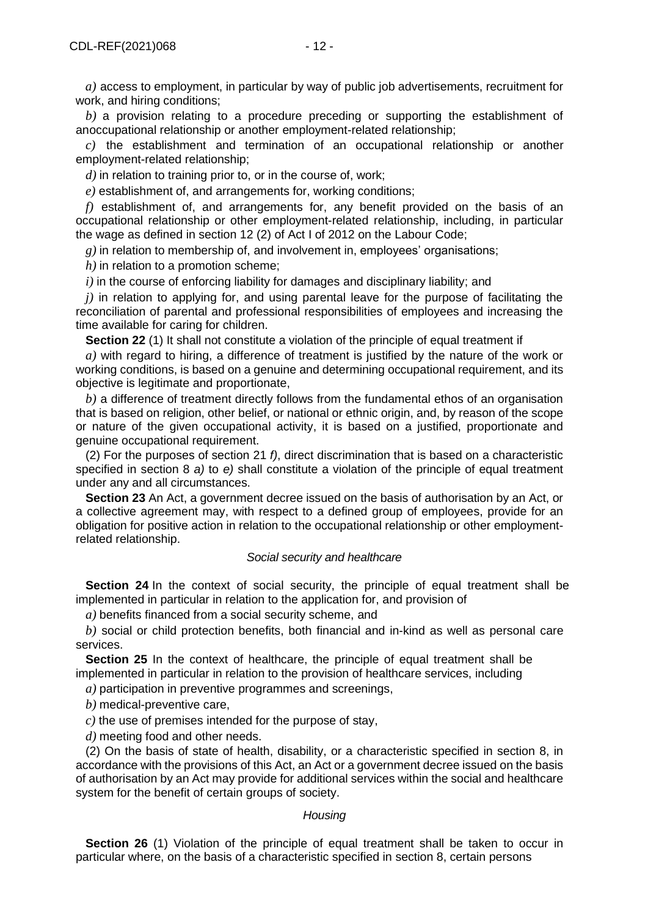*a)* access to employment, in particular by way of public job advertisements, recruitment for work, and hiring conditions;

*b)* a provision relating to a procedure preceding or supporting the establishment of anoccupational relationship or another employment-related relationship;

*c)* the establishment and termination of an occupational relationship or another employment-related relationship;

*d)* in relation to training prior to, or in the course of, work;

*e)* establishment of, and arrangements for, working conditions;

*f)* establishment of, and arrangements for, any benefit provided on the basis of an occupational relationship or other employment-related relationship, including, in particular the wage as defined in section 12 (2) of Act I of 2012 on the Labour Code;

*g)* in relation to membership of, and involvement in, employees' organisations;

*h)* in relation to a promotion scheme;

*i)* in the course of enforcing liability for damages and disciplinary liability; and

*j)* in relation to applying for, and using parental leave for the purpose of facilitating the reconciliation of parental and professional responsibilities of employees and increasing the time available for caring for children.

**Section 22** (1) It shall not constitute a violation of the principle of equal treatment if

*a)* with regard to hiring, a difference of treatment is justified by the nature of the work or working conditions, is based on a genuine and determining occupational requirement, and its objective is legitimate and proportionate,

*b)* a difference of treatment directly follows from the fundamental ethos of an organisation that is based on religion, other belief, or national or ethnic origin, and, by reason of the scope or nature of the given occupational activity, it is based on a justified, proportionate and genuine occupational requirement.

(2) For the purposes of section 21 *f)*, direct discrimination that is based on a characteristic specified in section 8 *a)* to *e)* shall constitute a violation of the principle of equal treatment under any and all circumstances.

**Section 23** An Act, a government decree issued on the basis of authorisation by an Act, or a collective agreement may, with respect to a defined group of employees, provide for an obligation for positive action in relation to the occupational relationship or other employment-related relationship.

*Social security and healthcare*

**Section 24** In the context of social security, the principle of equal treatment shall be implemented in particular in relation to the application for, and provision of

*a)* benefits financed from a social security scheme, and

*b)* social or child protection benefits, both financial and in-kind as well as personal care services.

**Section 25** In the context of healthcare, the principle of equal treatment shall be implemented in particular in relation to the provision of healthcare services, including

*a)* participation in preventive programmes and screenings,

*b)* medical-preventive care,

*c)* the use of premises intended for the purpose of stay,

*d)* meeting food and other needs.

(2) On the basis of state of health, disability, or a characteristic specified in section 8, in accordance with the provisions of this Act, an Act or a government decree issued on the basis of authorisation by an Act may provide for additional services within the social and healthcare system for the benefit of certain groups of society.

*Housing*

**Section 26** (1) Violation of the principle of equal treatment shall be taken to occur in particular where, on the basis of a characteristic specified in section 8, certain persons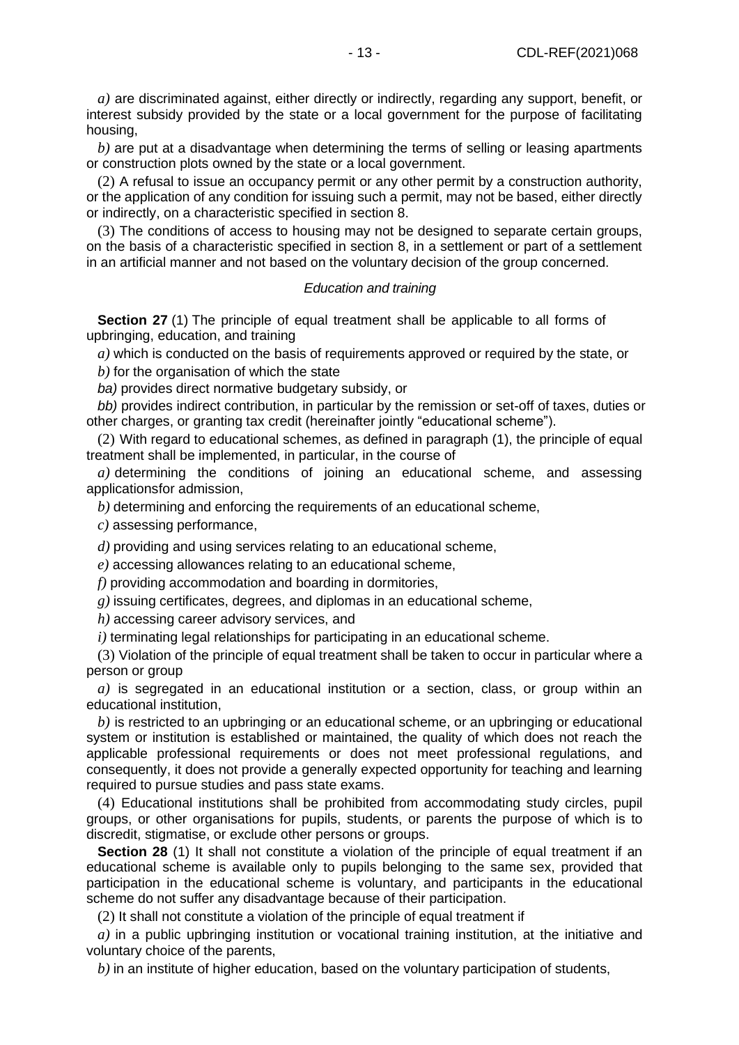*a)* are discriminated against, either directly or indirectly, regarding any support, benefit, or interest subsidy provided by the state or a local government for the purpose of facilitating housing,

*b)* are put at a disadvantage when determining the terms of selling or leasing apartments or construction plots owned by the state or a local government.

(2) A refusal to issue an occupancy permit or any other permit by a construction authority, or the application of any condition for issuing such a permit, may not be based, either directly or indirectly, on a characteristic specified in section 8.

(3) The conditions of access to housing may not be designed to separate certain groups, on the basis of a characteristic specified in section 8, in a settlement or part of a settlement in an artificial manner and not based on the voluntary decision of the group concerned.

*Education and training*

**Section 27** (1) The principle of equal treatment shall be applicable to all forms of upbringing, education, and training

*a)* which is conducted on the basis of requirements approved or required by the state, or

*b)* for the organisation of which the state

*ba)* provides direct normative budgetary subsidy, or

*bb)* provides indirect contribution, in particular by the remission or set-off of taxes, duties or other charges, or granting tax credit (hereinafter jointly "educational scheme").

(2) With regard to educational schemes, as defined in paragraph (1), the principle of equal treatment shall be implemented, in particular, in the course of

*a)* determining the conditions of joining an educational scheme, and assessing applicationsfor admission,

*b)* determining and enforcing the requirements of an educational scheme,

*c)* assessing performance,

*d)* providing and using services relating to an educational scheme,

*e)* accessing allowances relating to an educational scheme,

*f)* providing accommodation and boarding in dormitories,

*g)* issuing certificates, degrees, and diplomas in an educational scheme,

*h)* accessing career advisory services, and

*i)* terminating legal relationships for participating in an educational scheme.

(3) Violation of the principle of equal treatment shall be taken to occur in particular where a person or group

*a)* is segregated in an educational institution or a section, class, or group within an educational institution,

*b)* is restricted to an upbringing or an educational scheme, or an upbringing or educational system or institution is established or maintained, the quality of which does not reach the applicable professional requirements or does not meet professional regulations, and consequently, it does not provide a generally expected opportunity for teaching and learning required to pursue studies and pass state exams.

(4) Educational institutions shall be prohibited from accommodating study circles, pupil groups, or other organisations for pupils, students, or parents the purpose of which is to discredit, stigmatise, or exclude other persons or groups.

**Section 28** (1) It shall not constitute a violation of the principle of equal treatment if an educational scheme is available only to pupils belonging to the same sex, provided that participation in the educational scheme is voluntary, and participants in the educational scheme do not suffer any disadvantage because of their participation.

(2) It shall not constitute a violation of the principle of equal treatment if

*a)* in a public upbringing institution or vocational training institution, at the initiative and voluntary choice of the parents,

*b)* in an institute of higher education, based on the voluntary participation of students,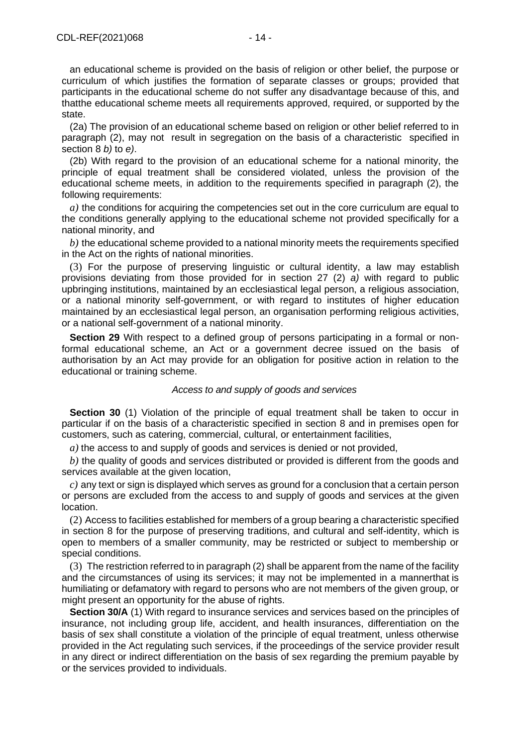an educational scheme is provided on the basis of religion or other belief, the purpose or curriculum of which justifies the formation of separate classes or groups; provided that participants in the educational scheme do not suffer any disadvantage because of this, and thatthe educational scheme meets all requirements approved, required, or supported by the state.

(2a) The provision of an educational scheme based on religion or other belief referred to in paragraph (2), may not result in segregation on the basis of a characteristic specified in section 8 *b)* to *e)*.

(2b) With regard to the provision of an educational scheme for a national minority, the principle of equal treatment shall be considered violated, unless the provision of the educational scheme meets, in addition to the requirements specified in paragraph (2), the following requirements:

*a)* the conditions for acquiring the competencies set out in the core curriculum are equal to the conditions generally applying to the educational scheme not provided specifically for a national minority, and

*b)* the educational scheme provided to a national minority meets the requirements specified in the Act on the rights of national minorities.

(3) For the purpose of preserving linguistic or cultural identity, a law may establish provisions deviating from those provided for in section 27 (2) *a)* with regard to public upbringing institutions, maintained by an ecclesiastical legal person, a religious association, or a national minority self-government, or with regard to institutes of higher education maintained by an ecclesiastical legal person, an organisation performing religious activities, or a national self-government of a national minority.

**Section 29** With respect to a defined group of persons participating in a formal or non-formal educational scheme, an Act or a government decree issued on the basis of authorisation by an Act may provide for an obligation for positive action in relation to the educational or training scheme.

*Access to and supply of goods and services*

**Section 30** (1) Violation of the principle of equal treatment shall be taken to occur in particular if on the basis of a characteristic specified in section 8 and in premises open for customers, such as catering, commercial, cultural, or entertainment facilities,

*a)* the access to and supply of goods and services is denied or not provided,

*b)* the quality of goods and services distributed or provided is different from the goods and services available at the given location,

*c)* any text or sign is displayed which serves as ground for a conclusion that a certain person or persons are excluded from the access to and supply of goods and services at the given location.

(2) Access to facilities established for members of a group bearing a characteristic specified in section 8 for the purpose of preserving traditions, and cultural and self-identity, which is open to members of a smaller community, may be restricted or subject to membership or special conditions.

(3) The restriction referred to in paragraph (2) shall be apparent from the name of the facility and the circumstances of using its services; it may not be implemented in a mannerthat is humiliating or defamatory with regard to persons who are not members of the given group, or might present an opportunity for the abuse of rights.

**Section 30/A** (1) With regard to insurance services and services based on the principles of insurance, not including group life, accident, and health insurances, differentiation on the basis of sex shall constitute a violation of the principle of equal treatment, unless otherwise provided in the Act regulating such services, if the proceedings of the service provider result in any direct or indirect differentiation on the basis of sex regarding the premium payable by or the services provided to individuals.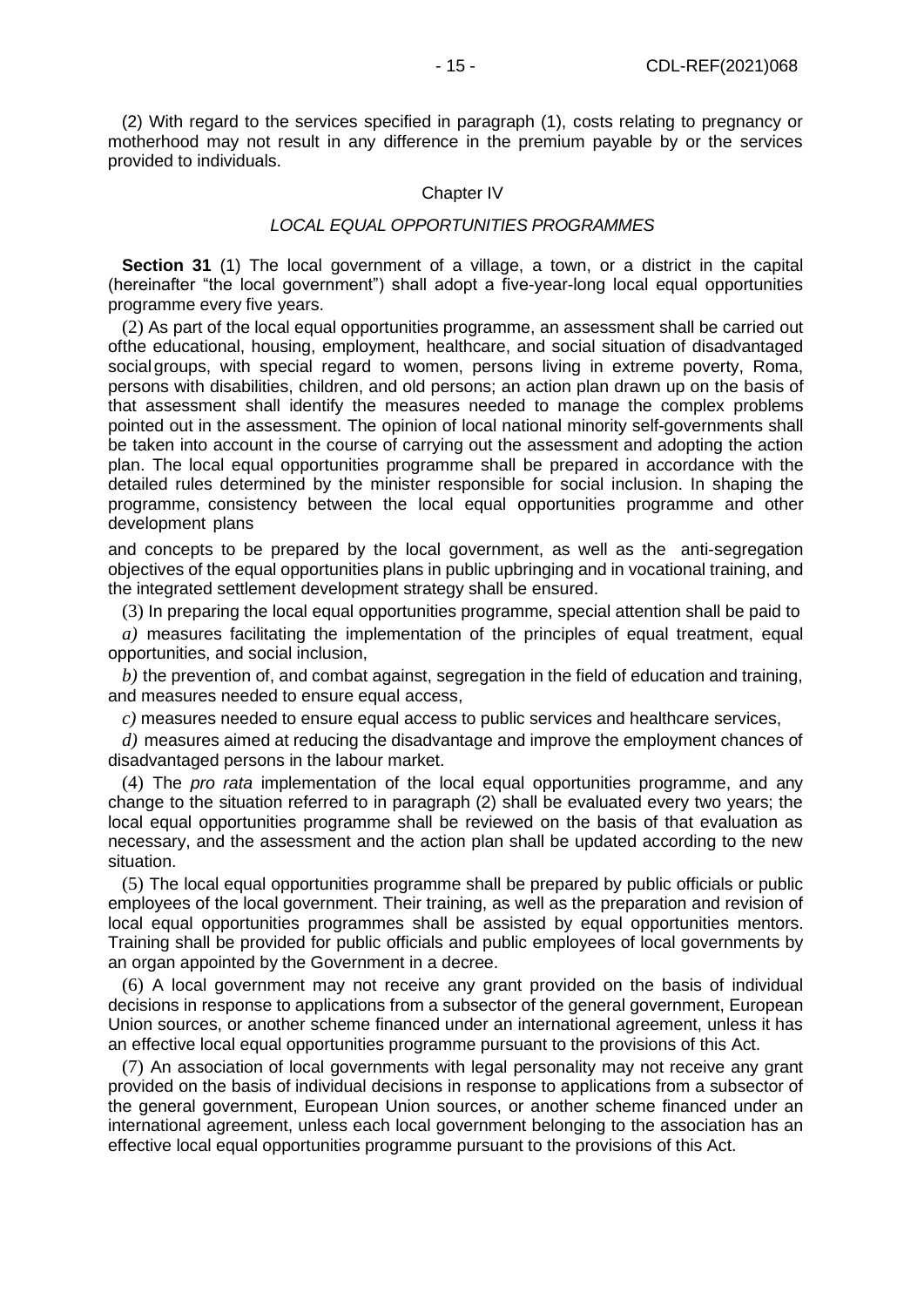(2) With regard to the services specified in paragraph (1), costs relating to pregnancy or motherhood may not result in any difference in the premium payable by or the services provided to individuals.

## Chapter IV

### *LOCAL EQUAL OPPORTUNITIES PROGRAMMES*

**Section 31** (1) The local government of a village, a town, or a district in the capital (hereinafter "the local government") shall adopt a five-year-long local equal opportunities programme every five years.

(2) As part of the local equal opportunities programme, an assessment shall be carried out ofthe educational, housing, employment, healthcare, and social situation of disadvantaged social groups, with special regard to women, persons living in extreme poverty, Roma, persons with disabilities, children, and old persons; an action plan drawn up on the basis of that assessment shall identify the measures needed to manage the complex problems pointed out in the assessment. The opinion of local national minority self-governments shall be taken into account in the course of carrying out the assessment and adopting the action plan. The local equal opportunities programme shall be prepared in accordance with the detailed rules determined by the minister responsible for social inclusion. In shaping the programme, consistency between the local equal opportunities programme and other development plans and concepts to be prepared by the local government, as well as the anti-segregation objectives of the equal opportunities plans in public upbringing and in vocational training, and the integrated settlement development strategy shall be ensured.

(3) In preparing the local equal opportunities programme, special attention shall be paid to

*a)* measures facilitating the implementation of the principles of equal treatment, equal opportunities, and social inclusion,

*b)* the prevention of, and combat against, segregation in the field of education and training, and measures needed to ensure equal access,

*c)* measures needed to ensure equal access to public services and healthcare services,

*d)* measures aimed at reducing the disadvantage and improve the employment chances of disadvantaged persons in the labour market.

(4) The *pro rata* implementation of the local equal opportunities programme, and any change to the situation referred to in paragraph (2) shall be evaluated every two years; the local equal opportunities programme shall be reviewed on the basis of that evaluation as necessary, and the assessment and the action plan shall be updated according to the new situation.

(5) The local equal opportunities programme shall be prepared by public officials or public employees of the local government. Their training, as well as the preparation and revision of local equal opportunities programmes shall be assisted by equal opportunities mentors. Training shall be provided for public officials and public employees of local governments by an organ appointed by the Government in a decree.

(6) A local government may not receive any grant provided on the basis of individual decisions in response to applications from a subsector of the general government, European Union sources, or another scheme financed under an international agreement, unless it has an effective local equal opportunities programme pursuant to the provisions of this Act.

(7) An association of local governments with legal personality may not receive any grant provided on the basis of individual decisions in response to applications from a subsector of the general government, European Union sources, or another scheme financed under an international agreement, unless each local government belonging to the association has an effective local equal opportunities programme pursuant to the provisions of this Act.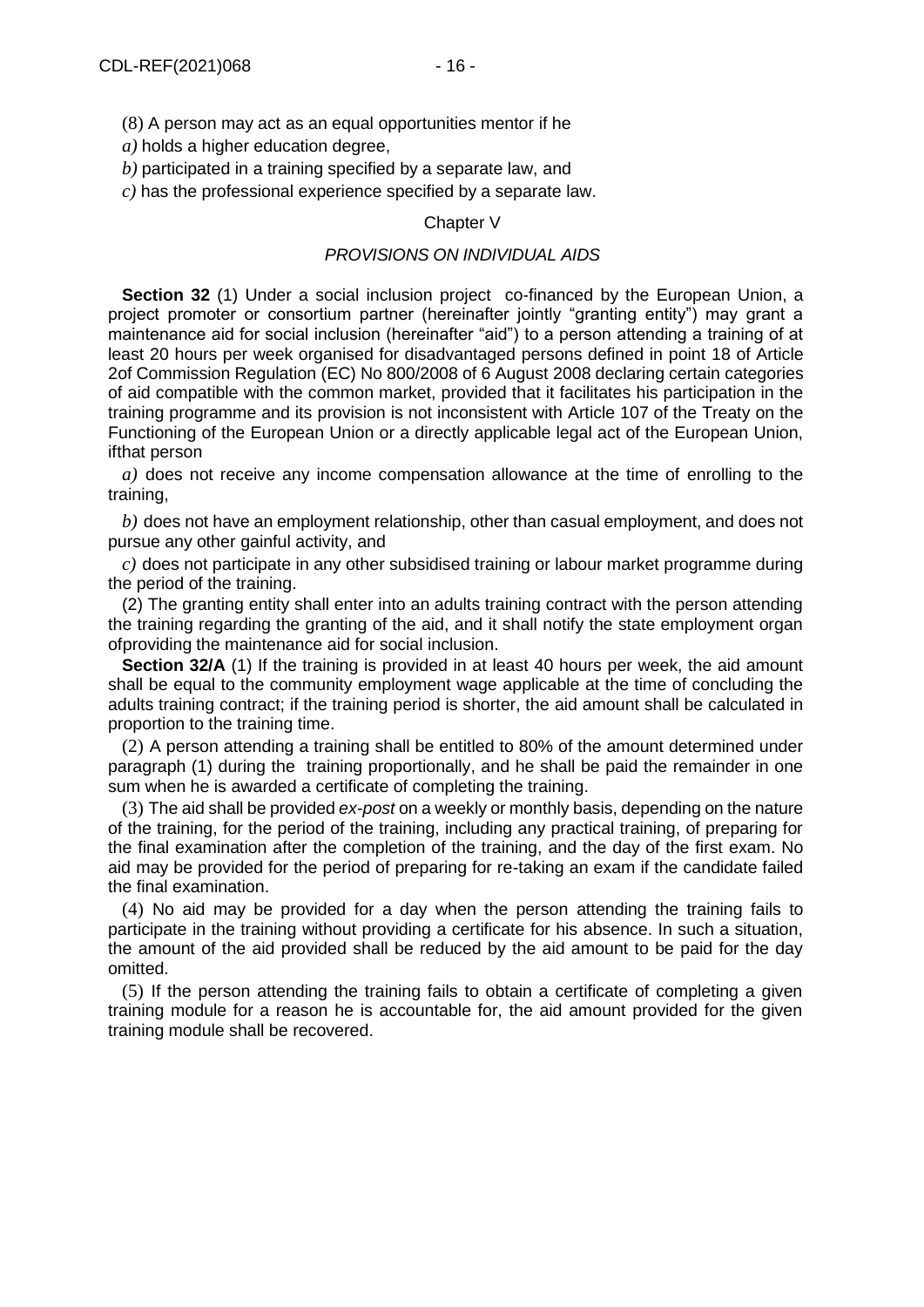(8) A person may act as an equal opportunities mentor if he

*a)* holds a higher education degree,

*b)* participated in a training specified by a separate law, and

*c)* has the professional experience specified by a separate law.

Chapter V

*PROVISIONS ON INDIVIDUAL AIDS*

**Section 32** (1) Under a social inclusion project co-financed by the European Union, a project promoter or consortium partner (hereinafter jointly "granting entity") may grant a maintenance aid for social inclusion (hereinafter "aid") to a person attending a training of at least 20 hours per week organised for disadvantaged persons defined in point 18 of Article 2of Commission Regulation (EC) No 800/2008 of 6 August 2008 declaring certain categories of aid compatible with the common market, provided that it facilitates his participation in the training programme and its provision is not inconsistent with Article 107 of the Treaty on the Functioning of the European Union or a directly applicable legal act of the European Union, ifthat person

*a)* does not receive any income compensation allowance at the time of enrolling to the training,

*b)* does not have an employment relationship, other than casual employment, and does not pursue any other gainful activity, and

*c)* does not participate in any other subsidised training or labour market programme during the period of the training.

(2) The granting entity shall enter into an adults training contract with the person attending the training regarding the granting of the aid, and it shall notify the state employment organ ofproviding the maintenance aid for social inclusion.

**Section 32/A** (1) If the training is provided in at least 40 hours per week, the aid amount shall be equal to the community employment wage applicable at the time of concluding the adults training contract; if the training period is shorter, the aid amount shall be calculated in proportion to the training time.

(2) A person attending a training shall be entitled to 80% of the amount determined under paragraph (1) during the training proportionally, and he shall be paid the remainder in one sum when he is awarded a certificate of completing the training.

(3) The aid shall be provided *ex-post* on a weekly or monthly basis, depending on the nature of the training, for the period of the training, including any practical training, of preparing for the final examination after the completion of the training, and the day of the first exam. No aid may be provided for the period of preparing for re-taking an exam if the candidate failed the final examination.

(4) No aid may be provided for a day when the person attending the training fails to participate in the training without providing a certificate for his absence. In such a situation, the amount of the aid provided shall be reduced by the aid amount to be paid for the day omitted.

(5) If the person attending the training fails to obtain a certificate of completing a given training module for a reason he is accountable for, the aid amount provided for the given training module shall be recovered.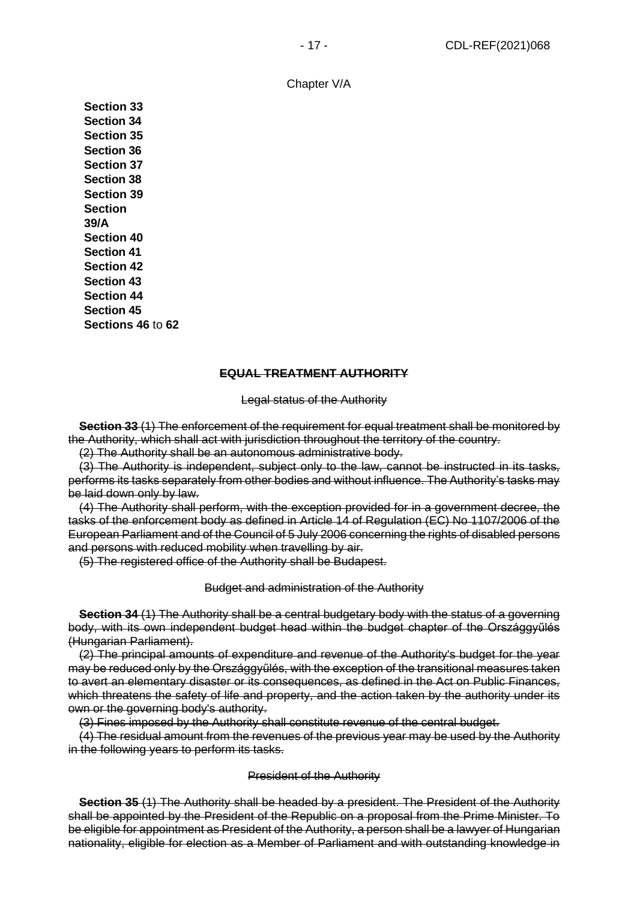Chapter V/A

**Section 33**
**Section 34**
**Section 35**
**Section 36**
**Section 37**
**Section 38**
**Section 39**
**Section 39/A**
**Section 40**
**Section 41**
**Section 42**
**Section 43**
**Section 44**
**Section 45**
**Sections 46** to **62**

~~**EQUAL TREATMENT AUTHORITY**~~

~~Legal status of the Authority~~

~~**Section 33** (1) The enforcement of the requirement for equal treatment shall be monitored by the Authority, which shall act with jurisdiction throughout the territory of the country.~~

~~(2) The Authority shall be an autonomous administrative body.~~

~~(3) The Authority is independent, subject only to the law, cannot be instructed in its tasks, performs its tasks separately from other bodies and without influence. The Authority's tasks may be laid down only by law.~~

~~(4) The Authority shall perform, with the exception provided for in a government decree, the tasks of the enforcement body as defined in Article 14 of Regulation (EC) No 1107/2006 of the European Parliament and of the Council of 5 July 2006 concerning the rights of disabled persons and persons with reduced mobility when travelling by air.~~

~~(5) The registered office of the Authority shall be Budapest.~~

~~Budget and administration of the Authority~~

~~**Section 34** (1) The Authority shall be a central budgetary body with the status of a governing body, with its own independent budget head within the budget chapter of the Országgyűlés (Hungarian Parliament).~~

~~(2) The principal amounts of expenditure and revenue of the Authority's budget for the year may be reduced only by the Országgyűlés, with the exception of the transitional measures taken to avert an elementary disaster or its consequences, as defined in the Act on Public Finances, which threatens the safety of life and property, and the action taken by the authority under its own or the governing body's authority.~~

~~(3) Fines imposed by the Authority shall constitute revenue of the central budget.~~

~~(4) The residual amount from the revenues of the previous year may be used by the Authority in the following years to perform its tasks.~~

~~President of the Authority~~

~~**Section 35** (1) The Authority shall be headed by a president. The President of the Authority shall be appointed by the President of the Republic on a proposal from the Prime Minister. To be eligible for appointment as President of the Authority, a person shall be a lawyer of Hungarian nationality, eligible for election as a Member of Parliament and with outstanding knowledge in~~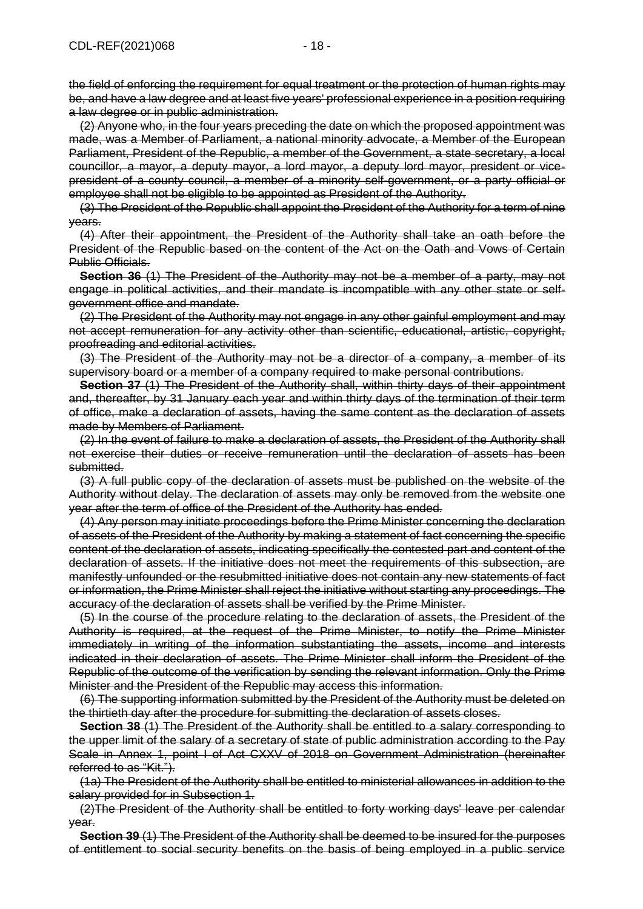~~the field of enforcing the requirement for equal treatment or the protection of human rights may be, and have a law degree and at least five years' professional experience in a position requiring a law degree or in public administration.~~

~~(2) Anyone who, in the four years preceding the date on which the proposed appointment was made, was a Member of Parliament, a national minority advocate, a Member of the European Parliament, President of the Republic, a member of the Government, a state secretary, a local councillor, a mayor, a deputy mayor, a lord mayor, a deputy lord mayor, president or vice-president of a county council, a member of a minority self-government, or a party official or employee shall not be eligible to be appointed as President of the Authority.~~

~~(3) The President of the Republic shall appoint the President of the Authority for a term of nine years.~~

~~(4) After their appointment, the President of the Authority shall take an oath before the President of the Republic based on the content of the Act on the Oath and Vows of Certain Public Officials.~~

~~**Section 36** (1) The President of the Authority may not be a member of a party, may not engage in political activities, and their mandate is incompatible with any other state or self-government office and mandate.~~

~~(2) The President of the Authority may not engage in any other gainful employment and may not accept remuneration for any activity other than scientific, educational, artistic, copyright, proofreading and editorial activities.~~

~~(3) The President of the Authority may not be a director of a company, a member of its supervisory board or a member of a company required to make personal contributions.~~

~~**Section 37** (1) The President of the Authority shall, within thirty days of their appointment and, thereafter, by 31 January each year and within thirty days of the termination of their term of office, make a declaration of assets, having the same content as the declaration of assets made by Members of Parliament.~~

~~(2) In the event of failure to make a declaration of assets, the President of the Authority shall not exercise their duties or receive remuneration until the declaration of assets has been submitted.~~

~~(3) A full public copy of the declaration of assets must be published on the website of the Authority without delay. The declaration of assets may only be removed from the website one year after the term of office of the President of the Authority has ended.~~

~~(4) Any person may initiate proceedings before the Prime Minister concerning the declaration of assets of the President of the Authority by making a statement of fact concerning the specific content of the declaration of assets, indicating specifically the contested part and content of the declaration of assets. If the initiative does not meet the requirements of this subsection, are manifestly unfounded or the resubmitted initiative does not contain any new statements of fact or information, the Prime Minister shall reject the initiative without starting any proceedings. The accuracy of the declaration of assets shall be verified by the Prime Minister.~~

~~(5) In the course of the procedure relating to the declaration of assets, the President of the Authority is required, at the request of the Prime Minister, to notify the Prime Minister immediately in writing of the information substantiating the assets, income and interests indicated in their declaration of assets. The Prime Minister shall inform the President of the Republic of the outcome of the verification by sending the relevant information. Only the Prime Minister and the President of the Republic may access this information.~~

~~(6) The supporting information submitted by the President of the Authority must be deleted on the thirtieth day after the procedure for submitting the declaration of assets closes.~~

~~**Section 38** (1) The President of the Authority shall be entitled to a salary corresponding to the upper limit of the salary of a secretary of state of public administration according to the Pay Scale in Annex 1, point I of Act CXXV of 2018 on Government Administration (hereinafter referred to as "Kit.").~~

~~(1a) The President of the Authority shall be entitled to ministerial allowances in addition to the salary provided for in Subsection 1.~~

~~(2)The President of the Authority shall be entitled to forty working days' leave per calendar year.~~

~~**Section 39** (1) The President of the Authority shall be deemed to be insured for the purposes of entitlement to social security benefits on the basis of being employed in a public service~~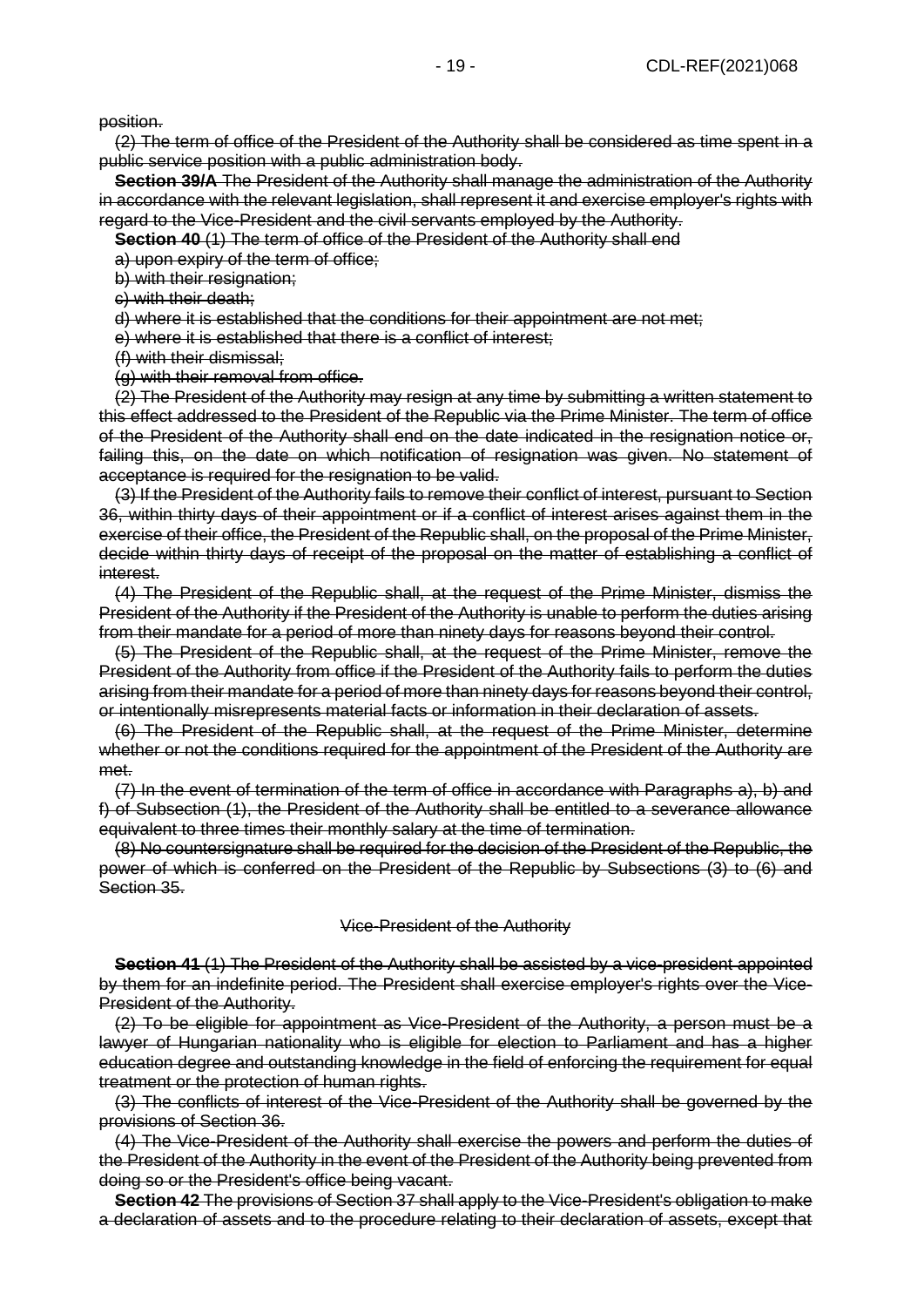~~position.~~

~~(2) The term of office of the President of the Authority shall be considered as time spent in a public service position with a public administration body.~~

~~**Section 39/A** The President of the Authority shall manage the administration of the Authority in accordance with the relevant legislation, shall represent it and exercise employer's rights with regard to the Vice-President and the civil servants employed by the Authority.~~

~~**Section 40** (1) The term of office of the President of the Authority shall end~~

~~a) upon expiry of the term of office;~~

~~b) with their resignation;~~

~~c) with their death;~~

~~d) where it is established that the conditions for their appointment are not met;~~

~~e) where it is established that there is a conflict of interest;~~

~~(f) with their dismissal;~~

~~(g) with their removal from office.~~

~~(2) The President of the Authority may resign at any time by submitting a written statement to this effect addressed to the President of the Republic via the Prime Minister. The term of office of the President of the Authority shall end on the date indicated in the resignation notice or, failing this, on the date on which notification of resignation was given. No statement of acceptance is required for the resignation to be valid.~~

~~(3) If the President of the Authority fails to remove their conflict of interest, pursuant to Section 36, within thirty days of their appointment or if a conflict of interest arises against them in the exercise of their office, the President of the Republic shall, on the proposal of the Prime Minister, decide within thirty days of receipt of the proposal on the matter of establishing a conflict of interest.~~

~~(4) The President of the Republic shall, at the request of the Prime Minister, dismiss the President of the Authority if the President of the Authority is unable to perform the duties arising from their mandate for a period of more than ninety days for reasons beyond their control.~~

~~(5) The President of the Republic shall, at the request of the Prime Minister, remove the President of the Authority from office if the President of the Authority fails to perform the duties arising from their mandate for a period of more than ninety days for reasons beyond their control, or intentionally misrepresents material facts or information in their declaration of assets.~~

~~(6) The President of the Republic shall, at the request of the Prime Minister, determine whether or not the conditions required for the appointment of the President of the Authority are met.~~

~~(7) In the event of termination of the term of office in accordance with Paragraphs a), b) and f) of Subsection (1), the President of the Authority shall be entitled to a severance allowance equivalent to three times their monthly salary at the time of termination.~~

~~(8) No countersignature shall be required for the decision of the President of the Republic, the power of which is conferred on the President of the Republic by Subsections (3) to (6) and Section 35.~~

~~Vice-President of the Authority~~

~~**Section 41** (1) The President of the Authority shall be assisted by a vice-president appointed by them for an indefinite period. The President shall exercise employer's rights over the Vice-President of the Authority.~~

~~(2) To be eligible for appointment as Vice-President of the Authority, a person must be a lawyer of Hungarian nationality who is eligible for election to Parliament and has a higher education degree and outstanding knowledge in the field of enforcing the requirement for equal treatment or the protection of human rights.~~

~~(3) The conflicts of interest of the Vice-President of the Authority shall be governed by the provisions of Section 36.~~

~~(4) The Vice-President of the Authority shall exercise the powers and perform the duties of the President of the Authority in the event of the President of the Authority being prevented from doing so or the President's office being vacant.~~

~~**Section 42** The provisions of Section 37 shall apply to the Vice-President's obligation to make a declaration of assets and to the procedure relating to their declaration of assets, except that~~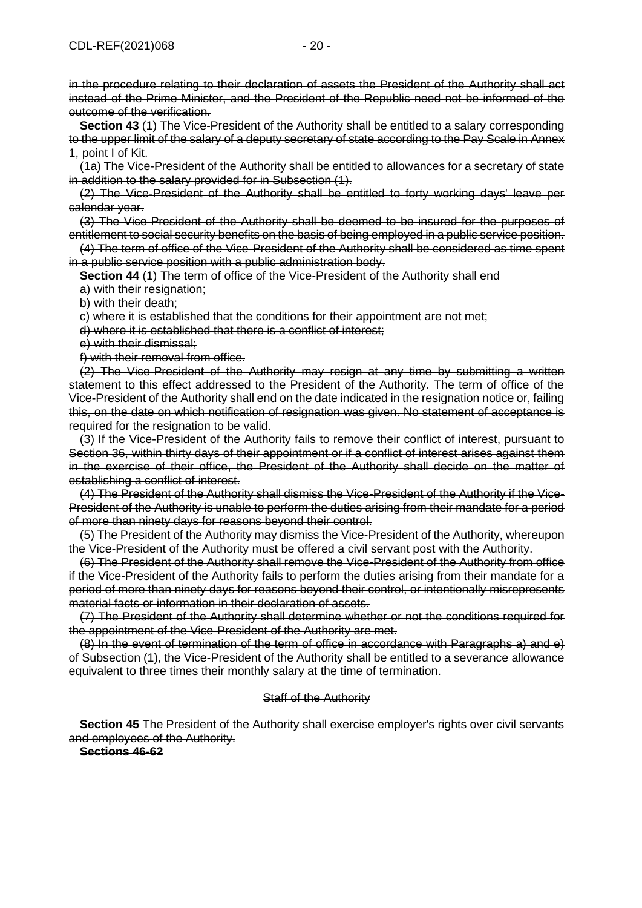~~in the procedure relating to their declaration of assets the President of the Authority shall act instead of the Prime Minister, and the President of the Republic need not be informed of the outcome of the verification.~~

~~**Section 43** (1) The Vice-President of the Authority shall be entitled to a salary corresponding to the upper limit of the salary of a deputy secretary of state according to the Pay Scale in Annex 1, point I of Kit.~~

~~(1a) The Vice-President of the Authority shall be entitled to allowances for a secretary of state in addition to the salary provided for in Subsection (1).~~

~~(2) The Vice-President of the Authority shall be entitled to forty working days' leave per calendar year.~~

~~(3) The Vice-President of the Authority shall be deemed to be insured for the purposes of entitlement to social security benefits on the basis of being employed in a public service position.~~

~~(4) The term of office of the Vice-President of the Authority shall be considered as time spent in a public service position with a public administration body.~~

~~**Section 44** (1) The term of office of the Vice-President of the Authority shall end~~

~~a) with their resignation;~~

~~b) with their death;~~

~~c) where it is established that the conditions for their appointment are not met;~~

~~d) where it is established that there is a conflict of interest;~~

~~e) with their dismissal;~~

~~f) with their removal from office.~~

~~(2) The Vice-President of the Authority may resign at any time by submitting a written statement to this effect addressed to the President of the Authority. The term of office of the Vice-President of the Authority shall end on the date indicated in the resignation notice or, failing this, on the date on which notification of resignation was given. No statement of acceptance is required for the resignation to be valid.~~

~~(3) If the Vice-President of the Authority fails to remove their conflict of interest, pursuant to Section 36, within thirty days of their appointment or if a conflict of interest arises against them in the exercise of their office, the President of the Authority shall decide on the matter of establishing a conflict of interest.~~

~~(4) The President of the Authority shall dismiss the Vice-President of the Authority if the Vice-President of the Authority is unable to perform the duties arising from their mandate for a period of more than ninety days for reasons beyond their control.~~

~~(5) The President of the Authority may dismiss the Vice-President of the Authority, whereupon the Vice-President of the Authority must be offered a civil servant post with the Authority.~~

~~(6) The President of the Authority shall remove the Vice-President of the Authority from office if the Vice-President of the Authority fails to perform the duties arising from their mandate for a period of more than ninety days for reasons beyond their control, or intentionally misrepresents material facts or information in their declaration of assets.~~

~~(7) The President of the Authority shall determine whether or not the conditions required for the appointment of the Vice-President of the Authority are met.~~

~~(8) In the event of termination of the term of office in accordance with Paragraphs a) and e) of Subsection (1), the Vice-President of the Authority shall be entitled to a severance allowance equivalent to three times their monthly salary at the time of termination.~~

~~Staff of the Authority~~

~~**Section 45** The President of the Authority shall exercise employer's rights over civil servants and employees of the Authority.~~

~~**Sections 46-62**~~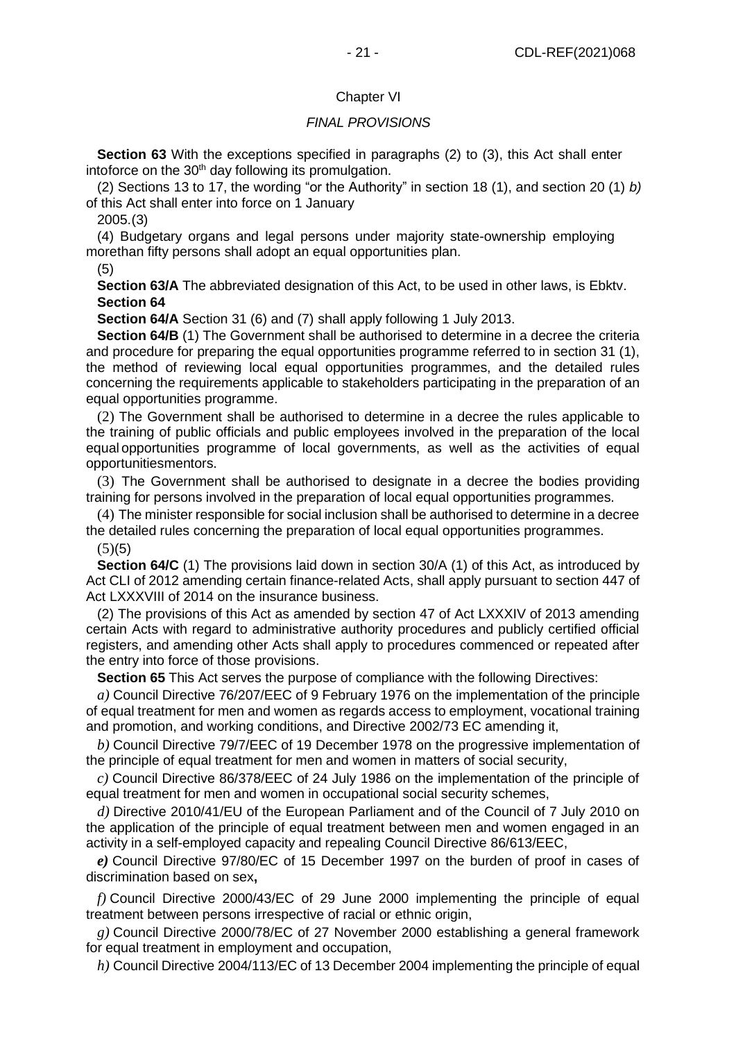Chapter VI

*FINAL PROVISIONS*

**Section 63** With the exceptions specified in paragraphs (2) to (3), this Act shall enter intoforce on the 30th day following its promulgation.

(2) Sections 13 to 17, the wording "or the Authority" in section 18 (1), and section 20 (1) *b)* of this Act shall enter into force on 1 January

2005.(3)

(4) Budgetary organs and legal persons under majority state-ownership employing morethan fifty persons shall adopt an equal opportunities plan.

(5)

**Section 63/A** The abbreviated designation of this Act, to be used in other laws, is Ebktv.

**Section 64**

**Section 64/A** Section 31 (6) and (7) shall apply following 1 July 2013.

**Section 64/B** (1) The Government shall be authorised to determine in a decree the criteria and procedure for preparing the equal opportunities programme referred to in section 31 (1), the method of reviewing local equal opportunities programmes, and the detailed rules concerning the requirements applicable to stakeholders participating in the preparation of an equal opportunities programme.

(2) The Government shall be authorised to determine in a decree the rules applicable to the training of public officials and public employees involved in the preparation of the local equal opportunities programme of local governments, as well as the activities of equal opportunitiesmentors.

(3) The Government shall be authorised to designate in a decree the bodies providing training for persons involved in the preparation of local equal opportunities programmes.

(4) The minister responsible for social inclusion shall be authorised to determine in a decree the detailed rules concerning the preparation of local equal opportunities programmes.

(5)(5)

**Section 64/C** (1) The provisions laid down in section 30/A (1) of this Act, as introduced by Act CLI of 2012 amending certain finance-related Acts, shall apply pursuant to section 447 of Act LXXXVIII of 2014 on the insurance business.

(2) The provisions of this Act as amended by section 47 of Act LXXXIV of 2013 amending certain Acts with regard to administrative authority procedures and publicly certified official registers, and amending other Acts shall apply to procedures commenced or repeated after the entry into force of those provisions.

**Section 65** This Act serves the purpose of compliance with the following Directives:

*a)* Council Directive 76/207/EEC of 9 February 1976 on the implementation of the principle of equal treatment for men and women as regards access to employment, vocational training and promotion, and working conditions, and Directive 2002/73 EC amending it,

*b)* Council Directive 79/7/EEC of 19 December 1978 on the progressive implementation of the principle of equal treatment for men and women in matters of social security,

*c)* Council Directive 86/378/EEC of 24 July 1986 on the implementation of the principle of equal treatment for men and women in occupational social security schemes,

*d)* Directive 2010/41/EU of the European Parliament and of the Council of 7 July 2010 on the application of the principle of equal treatment between men and women engaged in an activity in a self-employed capacity and repealing Council Directive 86/613/EEC,

***e)*** Council Directive 97/80/EC of 15 December 1997 on the burden of proof in cases of discrimination based on sex**,**

*f)* Council Directive 2000/43/EC of 29 June 2000 implementing the principle of equal treatment between persons irrespective of racial or ethnic origin,

*g)* Council Directive 2000/78/EC of 27 November 2000 establishing a general framework for equal treatment in employment and occupation,

*h)* Council Directive 2004/113/EC of 13 December 2004 implementing the principle of equal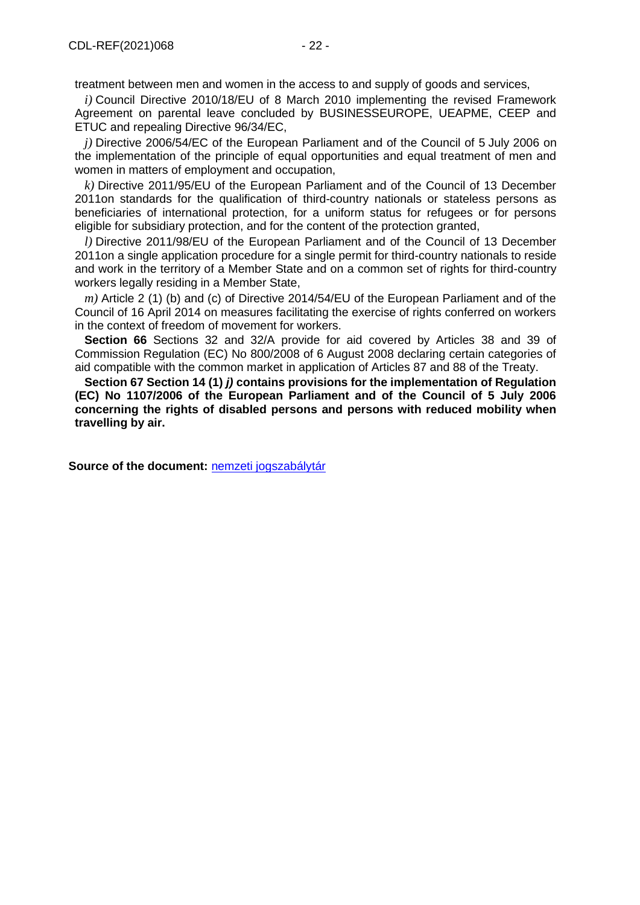treatment between men and women in the access to and supply of goods and services,

*i)* Council Directive 2010/18/EU of 8 March 2010 implementing the revised Framework Agreement on parental leave concluded by BUSINESSEUROPE, UEAPME, CEEP and ETUC and repealing Directive 96/34/EC,

*j)* Directive 2006/54/EC of the European Parliament and of the Council of 5 July 2006 on the implementation of the principle of equal opportunities and equal treatment of men and women in matters of employment and occupation,

*k)* Directive 2011/95/EU of the European Parliament and of the Council of 13 December 2011on standards for the qualification of third-country nationals or stateless persons as beneficiaries of international protection, for a uniform status for refugees or for persons eligible for subsidiary protection, and for the content of the protection granted,

*l)* Directive 2011/98/EU of the European Parliament and of the Council of 13 December 2011on a single application procedure for a single permit for third-country nationals to reside and work in the territory of a Member State and on a common set of rights for third-country workers legally residing in a Member State,

*m)* Article 2 (1) (b) and (c) of Directive 2014/54/EU of the European Parliament and of the Council of 16 April 2014 on measures facilitating the exercise of rights conferred on workers in the context of freedom of movement for workers.

**Section 66** Sections 32 and 32/A provide for aid covered by Articles 38 and 39 of Commission Regulation (EC) No 800/2008 of 6 August 2008 declaring certain categories of aid compatible with the common market in application of Articles 87 and 88 of the Treaty.

**Section 67 Section 14 (1) *j)* contains provisions for the implementation of Regulation (EC) No 1107/2006 of the European Parliament and of the Council of 5 July 2006 concerning the rights of disabled persons and persons with reduced mobility when travelling by air.**

**Source of the document:** nemzeti jogszabálytár